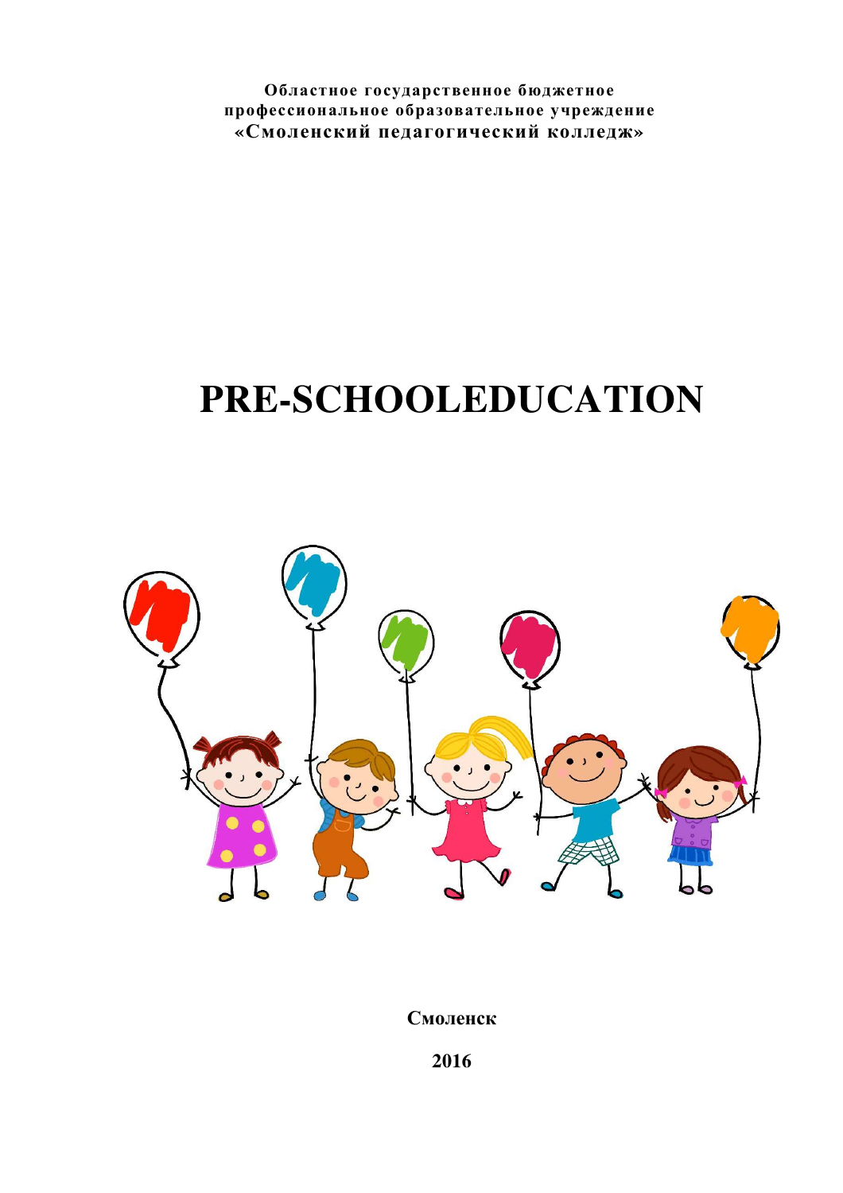**Областное государственное бюджетное профессиональное образовательное учреждение «Смоленский педагогический колледж»**

# PRE-SCHOOLEDUCATION

**Смоленск**

**2016**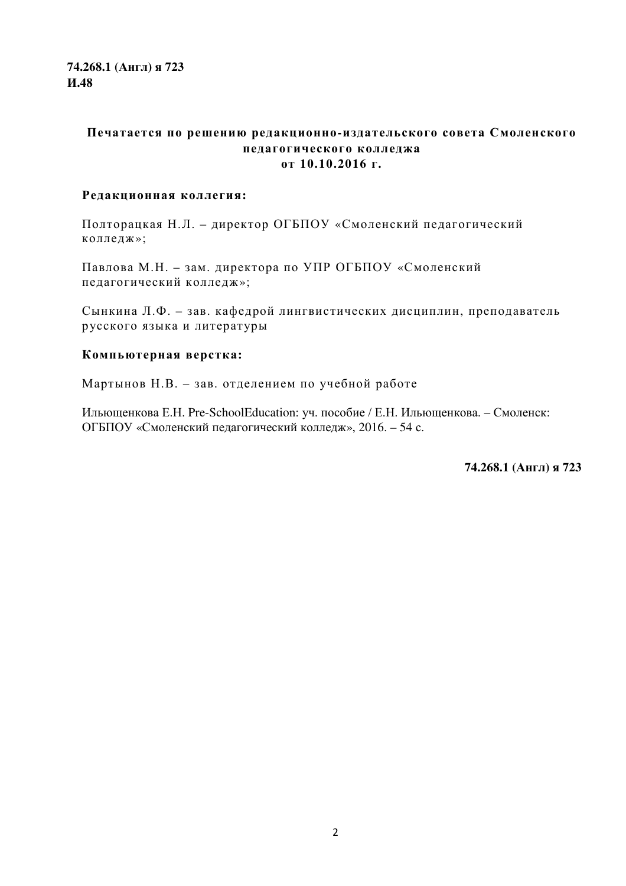**74.268.1 (Англ) я 723**
**И.48**

**Печатается по решению редакционно-издательского совета Смоленского педагогического колледжа от 10.10.2016 г.**

**Редакционная коллегия:**

Полторацкая Н.Л. – директор ОГБПОУ «Смоленский педагогический колледж»;

Павлова М.Н. – зам. директора по УПР ОГБПОУ «Смоленский педагогический колледж»;

Сынкина Л.Ф. – зав. кафедрой лингвистических дисциплин, преподаватель русского языка и литературы

**Компьютерная верстка:**

Мартынов Н.В. – зав. отделением по учебной работе

Ильющенкова Е.Н. Pre-SchoolEducation: уч. пособие / Е.Н. Ильющенкова. – Смоленск: ОГБПОУ «Смоленский педагогический колледж», 2016. – 54 с.

**74.268.1 (Англ) я 723**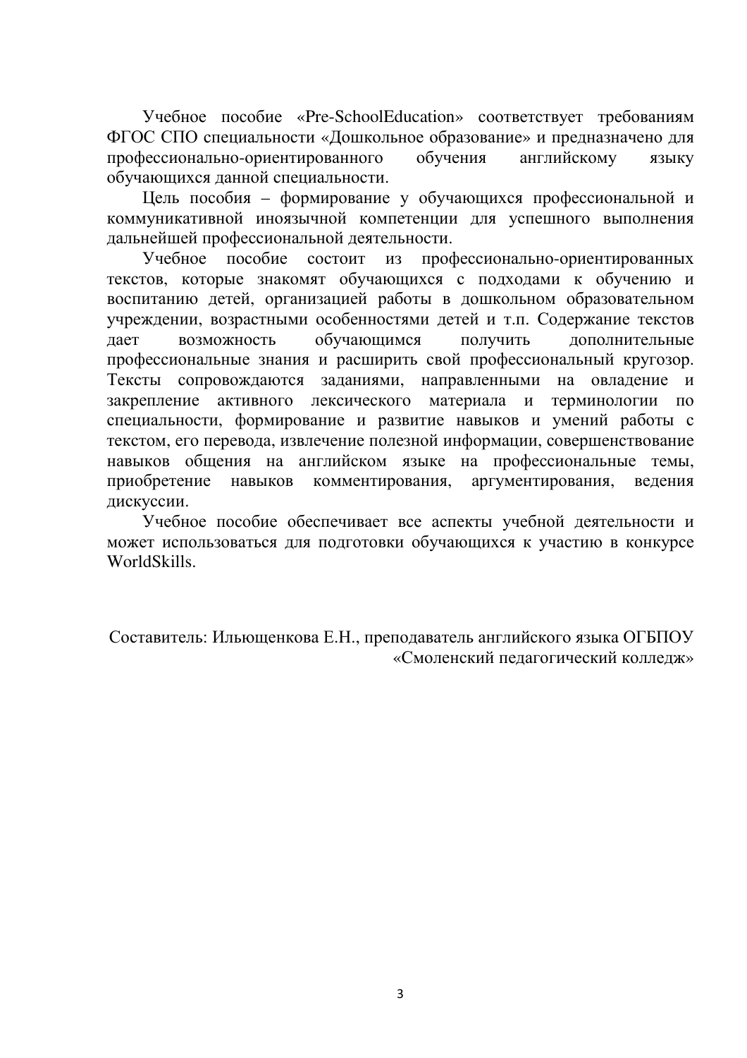Учебное пособие «Pre-SchoolEducation» соответствует требованиям ФГОС СПО специальности «Дошкольное образование» и предназначено для профессионально-ориентированного обучения английскому языку обучающихся данной специальности.

Цель пособия – формирование у обучающихся профессиональной и коммуникативной иноязычной компетенции для успешного выполнения дальнейшей профессиональной деятельности.

Учебное пособие состоит из профессионально-ориентированных текстов, которые знакомят обучающихся с подходами к обучению и воспитанию детей, организацией работы в дошкольном образовательном учреждении, возрастными особенностями детей и т.п. Содержание текстов дает возможность обучающимся получить дополнительные профессиональные знания и расширить свой профессиональный кругозор. Тексты сопровождаются заданиями, направленными на овладение и закрепление активного лексического материала и терминологии по специальности, формирование и развитие навыков и умений работы с текстом, его перевода, извлечение полезной информации, совершенствование навыков общения на английском языке на профессиональные темы, приобретение навыков комментирования, аргументирования, ведения дискуссии.

Учебное пособие обеспечивает все аспекты учебной деятельности и может использоваться для подготовки обучающихся к участию в конкурсе WorldSkills.

Составитель: Ильющенкова Е.Н., преподаватель английского языка ОГБПОУ «Смоленский педагогический колледж»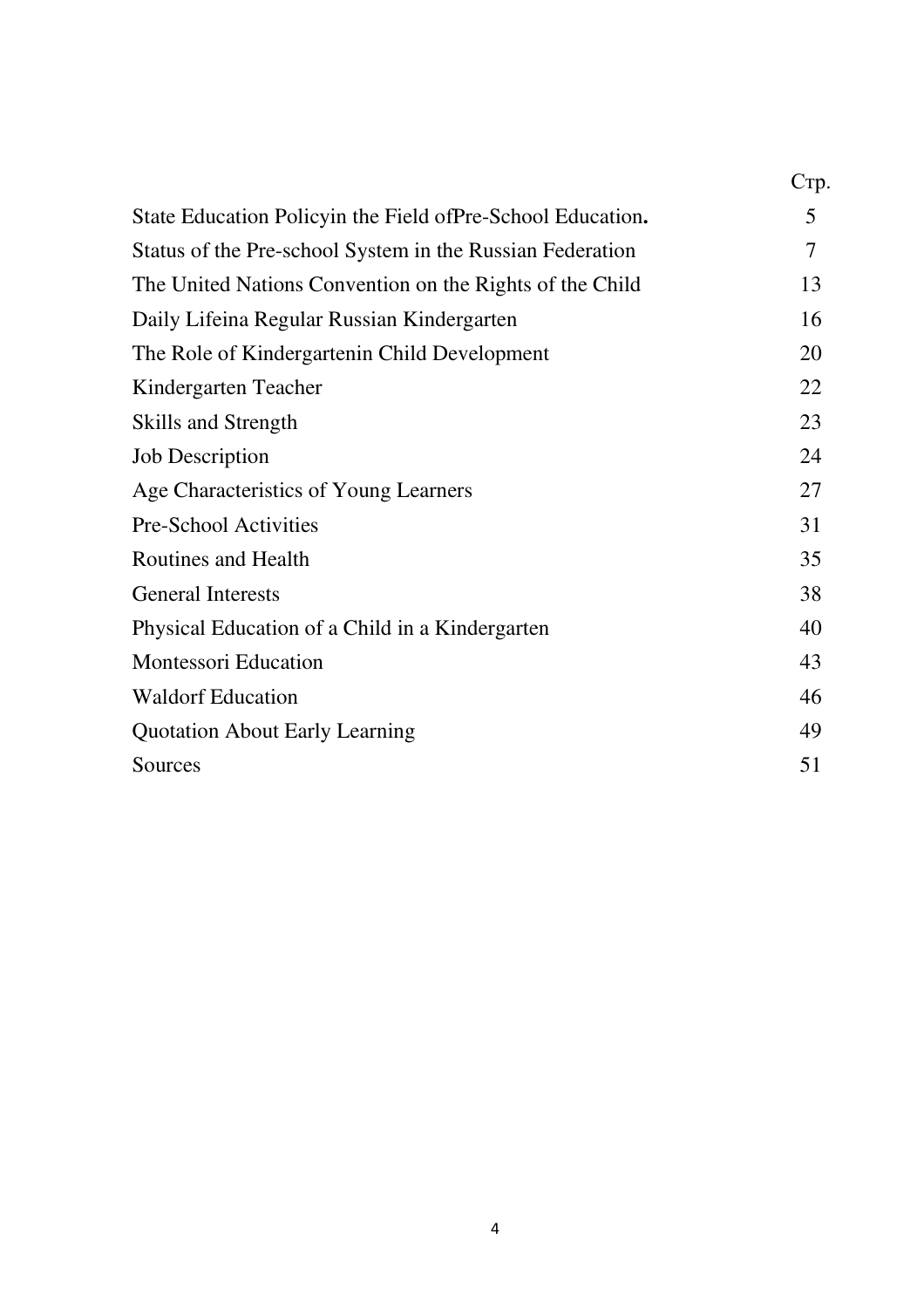| | Стр. |
|---|---|
| State Education Policyin the Field ofPre-School Education**.** | 5 |
| Status of the Pre-school System in the Russian Federation | 7 |
| The United Nations Convention on the Rights of the Child | 13 |
| Daily Lifeina Regular Russian Kindergarten | 16 |
| The Role of Kindergartenin Child Development | 20 |
| Kindergarten Teacher | 22 |
| Skills and Strength | 23 |
| Job Description | 24 |
| Age Characteristics of Young Learners | 27 |
| Pre-School Activities | 31 |
| Routines and Health | 35 |
| General Interests | 38 |
| Physical Education of a Child in a Kindergarten | 40 |
| Montessori Education | 43 |
| Waldorf Education | 46 |
| Quotation About Early Learning | 49 |
| Sources | 51 |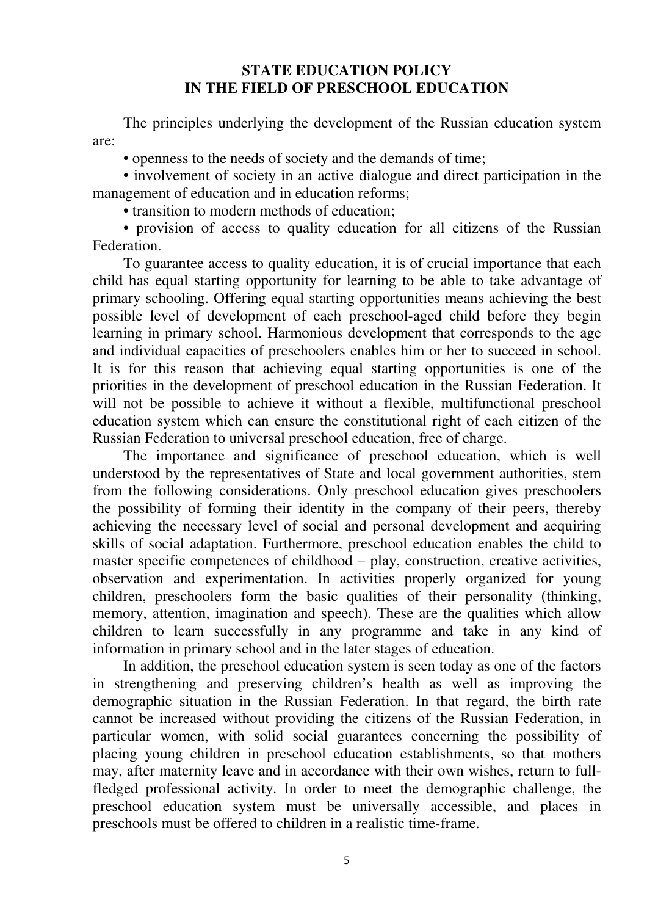# STATE EDUCATION POLICY IN THE FIELD OF PRESCHOOL EDUCATION

The principles underlying the development of the Russian education system are:

- openness to the needs of society and the demands of time;
- involvement of society in an active dialogue and direct participation in the management of education and in education reforms;
- transition to modern methods of education;
- provision of access to quality education for all citizens of the Russian Federation.

To guarantee access to quality education, it is of crucial importance that each child has equal starting opportunity for learning to be able to take advantage of primary schooling. Offering equal starting opportunities means achieving the best possible level of development of each preschool-aged child before they begin learning in primary school. Harmonious development that corresponds to the age and individual capacities of preschoolers enables him or her to succeed in school. It is for this reason that achieving equal starting opportunities is one of the priorities in the development of preschool education in the Russian Federation. It will not be possible to achieve it without a flexible, multifunctional preschool education system which can ensure the constitutional right of each citizen of the Russian Federation to universal preschool education, free of charge.

The importance and significance of preschool education, which is well understood by the representatives of State and local government authorities, stem from the following considerations. Only preschool education gives preschoolers the possibility of forming their identity in the company of their peers, thereby achieving the necessary level of social and personal development and acquiring skills of social adaptation. Furthermore, preschool education enables the child to master specific competences of childhood – play, construction, creative activities, observation and experimentation. In activities properly organized for young children, preschoolers form the basic qualities of their personality (thinking, memory, attention, imagination and speech). These are the qualities which allow children to learn successfully in any programme and take in any kind of information in primary school and in the later stages of education.

In addition, the preschool education system is seen today as one of the factors in strengthening and preserving children's health as well as improving the demographic situation in the Russian Federation. In that regard, the birth rate cannot be increased without providing the citizens of the Russian Federation, in particular women, with solid social guarantees concerning the possibility of placing young children in preschool education establishments, so that mothers may, after maternity leave and in accordance with their own wishes, return to full-fledged professional activity. In order to meet the demographic challenge, the preschool education system must be universally accessible, and places in preschools must be offered to children in a realistic time-frame.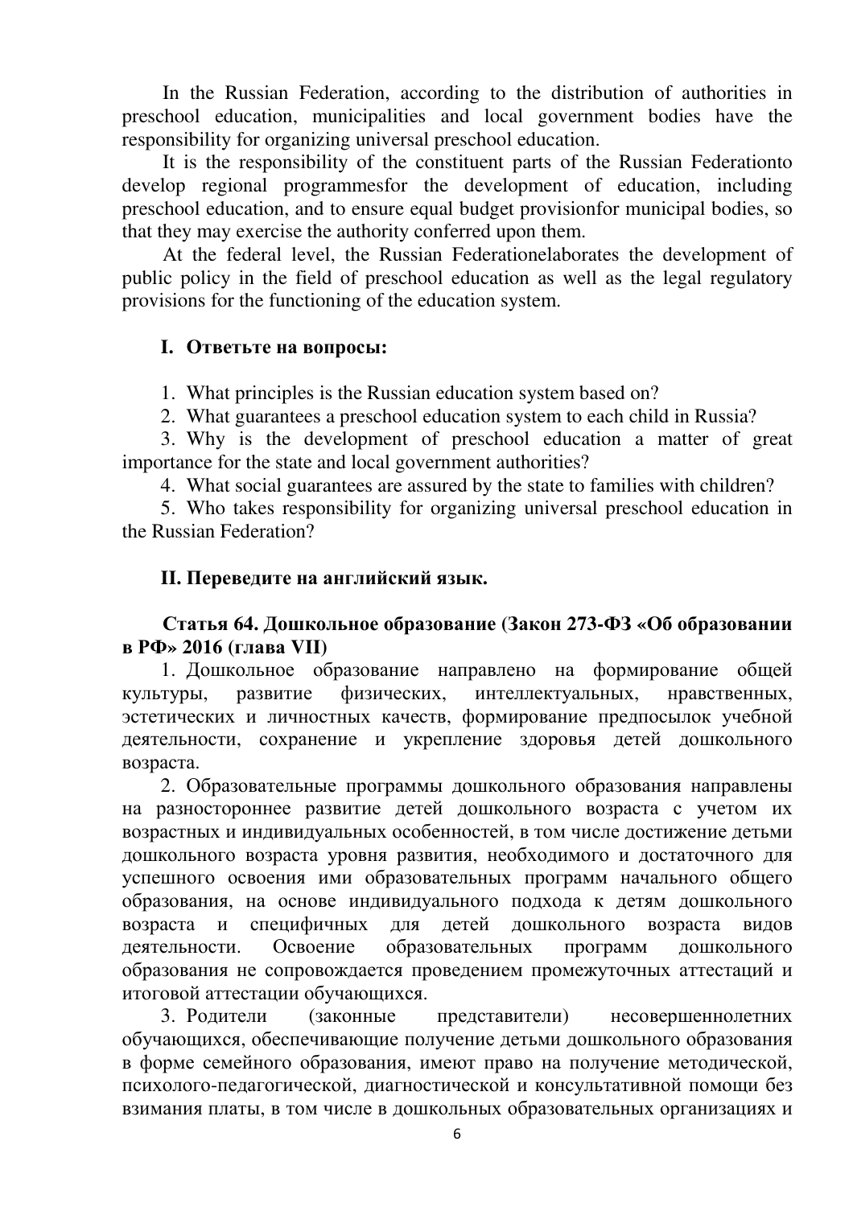In the Russian Federation, according to the distribution of authorities in preschool education, municipalities and local government bodies have the responsibility for organizing universal preschool education.

It is the responsibility of the constituent parts of the Russian Federationto develop regional programmesfor the development of education, including preschool education, and to ensure equal budget provisionfor municipal bodies, so that they may exercise the authority conferred upon them.

At the federal level, the Russian Federationelaborates the development of public policy in the field of preschool education as well as the legal regulatory provisions for the functioning of the education system.

**I. Ответьте на вопросы:**

1. What principles is the Russian education system based on?
2. What guarantees a preschool education system to each child in Russia?
3. Why is the development of preschool education a matter of great importance for the state and local government authorities?
4. What social guarantees are assured by the state to families with children?
5. Who takes responsibility for organizing universal preschool education in the Russian Federation?

**II. Переведите на английский язык.**

**Статья 64. Дошкольное образование (Закон 273-ФЗ «Об образовании в РФ» 2016 (глава VII)**

1. Дошкольное образование направлено на формирование общей культуры, развитие физических, интеллектуальных, нравственных, эстетических и личностных качеств, формирование предпосылок учебной деятельности, сохранение и укрепление здоровья детей дошкольного возраста.

2. Образовательные программы дошкольного образования направлены на разностороннее развитие детей дошкольного возраста с учетом их возрастных и индивидуальных особенностей, в том числе достижение детьми дошкольного возраста уровня развития, необходимого и достаточного для успешного освоения ими образовательных программ начального общего образования, на основе индивидуального подхода к детям дошкольного возраста и специфичных для детей дошкольного возраста видов деятельности. Освоение образовательных программ дошкольного образования не сопровождается проведением промежуточных аттестаций и итоговой аттестации обучающихся.

3. Родители (законные представители) несовершеннолетних обучающихся, обеспечивающие получение детьми дошкольного образования в форме семейного образования, имеют право на получение методической, психолого-педагогической, диагностической и консультативной помощи без взимания платы, в том числе в дошкольных образовательных организациях и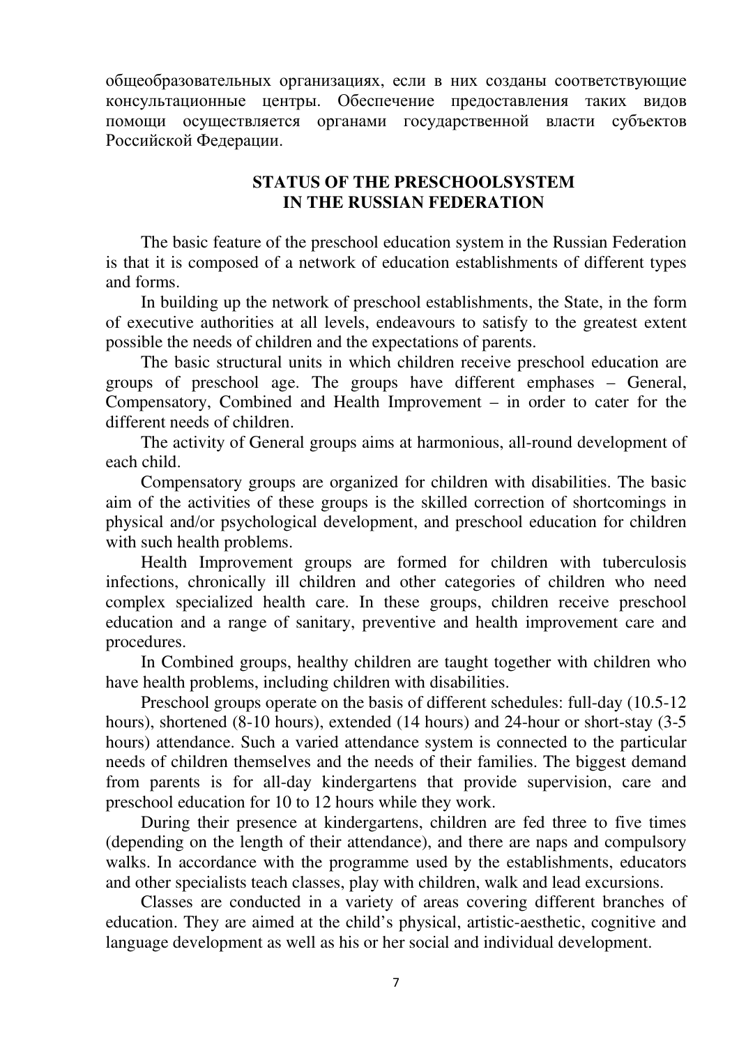общеобразовательных организациях, если в них созданы соответствующие консультационные центры. Обеспечение предоставления таких видов помощи осуществляется органами государственной власти субъектов Российской Федерации.

## STATUS OF THE PRESCHOOLSYSTEM IN THE RUSSIAN FEDERATION

The basic feature of the preschool education system in the Russian Federation is that it is composed of a network of education establishments of different types and forms.

In building up the network of preschool establishments, the State, in the form of executive authorities at all levels, endeavours to satisfy to the greatest extent possible the needs of children and the expectations of parents.

The basic structural units in which children receive preschool education are groups of preschool age. The groups have different emphases – General, Compensatory, Combined and Health Improvement – in order to cater for the different needs of children.

The activity of General groups aims at harmonious, all-round development of each child.

Compensatory groups are organized for children with disabilities. The basic aim of the activities of these groups is the skilled correction of shortcomings in physical and/or psychological development, and preschool education for children with such health problems.

Health Improvement groups are formed for children with tuberculosis infections, chronically ill children and other categories of children who need complex specialized health care. In these groups, children receive preschool education and a range of sanitary, preventive and health improvement care and procedures.

In Combined groups, healthy children are taught together with children who have health problems, including children with disabilities.

Preschool groups operate on the basis of different schedules: full-day (10.5-12 hours), shortened (8-10 hours), extended (14 hours) and 24-hour or short-stay (3-5 hours) attendance. Such a varied attendance system is connected to the particular needs of children themselves and the needs of their families. The biggest demand from parents is for all-day kindergartens that provide supervision, care and preschool education for 10 to 12 hours while they work.

During their presence at kindergartens, children are fed three to five times (depending on the length of their attendance), and there are naps and compulsory walks. In accordance with the programme used by the establishments, educators and other specialists teach classes, play with children, walk and lead excursions.

Classes are conducted in a variety of areas covering different branches of education. They are aimed at the child's physical, artistic-aesthetic, cognitive and language development as well as his or her social and individual development.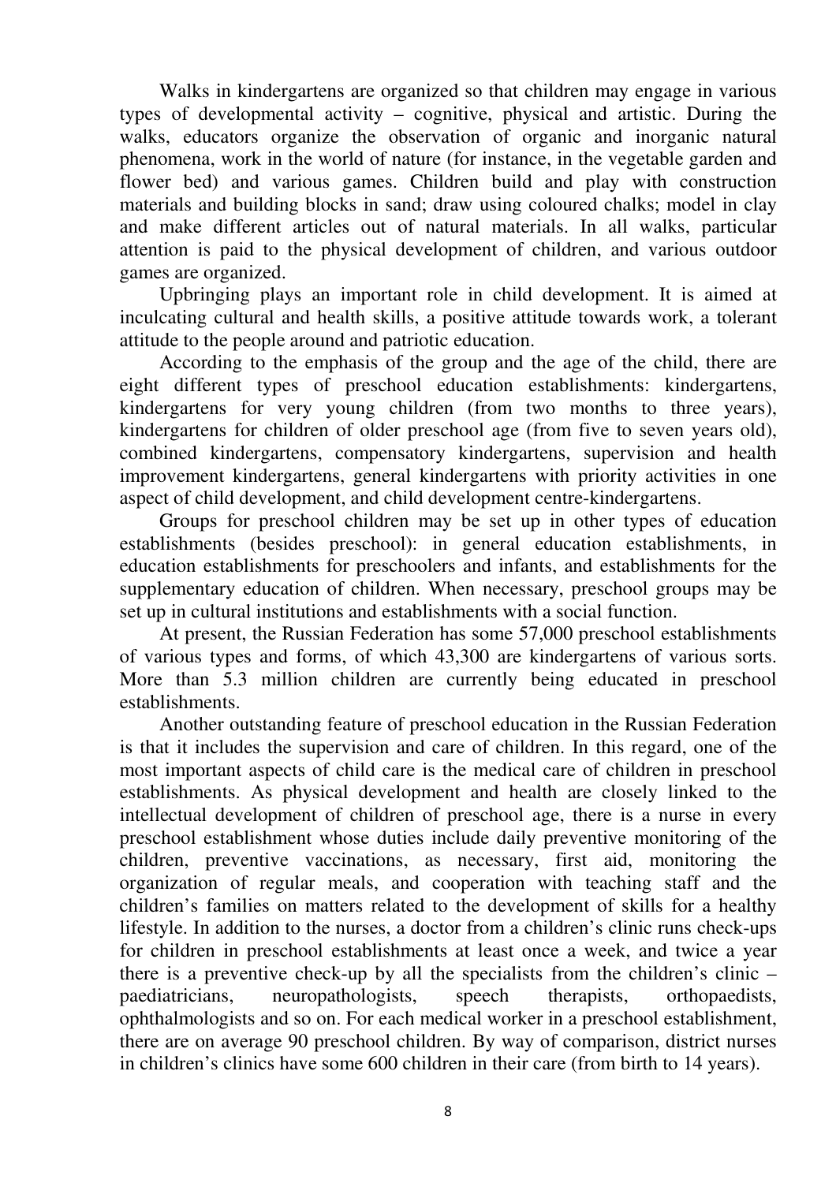Walks in kindergartens are organized so that children may engage in various types of developmental activity – cognitive, physical and artistic. During the walks, educators organize the observation of organic and inorganic natural phenomena, work in the world of nature (for instance, in the vegetable garden and flower bed) and various games. Children build and play with construction materials and building blocks in sand; draw using coloured chalks; model in clay and make different articles out of natural materials. In all walks, particular attention is paid to the physical development of children, and various outdoor games are organized.

Upbringing plays an important role in child development. It is aimed at inculcating cultural and health skills, a positive attitude towards work, a tolerant attitude to the people around and patriotic education.

According to the emphasis of the group and the age of the child, there are eight different types of preschool education establishments: kindergartens, kindergartens for very young children (from two months to three years), kindergartens for children of older preschool age (from five to seven years old), combined kindergartens, compensatory kindergartens, supervision and health improvement kindergartens, general kindergartens with priority activities in one aspect of child development, and child development centre-kindergartens.

Groups for preschool children may be set up in other types of education establishments (besides preschool): in general education establishments, in education establishments for preschoolers and infants, and establishments for the supplementary education of children. When necessary, preschool groups may be set up in cultural institutions and establishments with a social function.

At present, the Russian Federation has some 57,000 preschool establishments of various types and forms, of which 43,300 are kindergartens of various sorts. More than 5.3 million children are currently being educated in preschool establishments.

Another outstanding feature of preschool education in the Russian Federation is that it includes the supervision and care of children. In this regard, one of the most important aspects of child care is the medical care of children in preschool establishments. As physical development and health are closely linked to the intellectual development of children of preschool age, there is a nurse in every preschool establishment whose duties include daily preventive monitoring of the children, preventive vaccinations, as necessary, first aid, monitoring the organization of regular meals, and cooperation with teaching staff and the children's families on matters related to the development of skills for a healthy lifestyle. In addition to the nurses, a doctor from a children's clinic runs check-ups for children in preschool establishments at least once a week, and twice a year there is a preventive check-up by all the specialists from the children's clinic – paediatricians, neuropathologists, speech therapists, orthopaedists, ophthalmologists and so on. For each medical worker in a preschool establishment, there are on average 90 preschool children. By way of comparison, district nurses in children's clinics have some 600 children in their care (from birth to 14 years).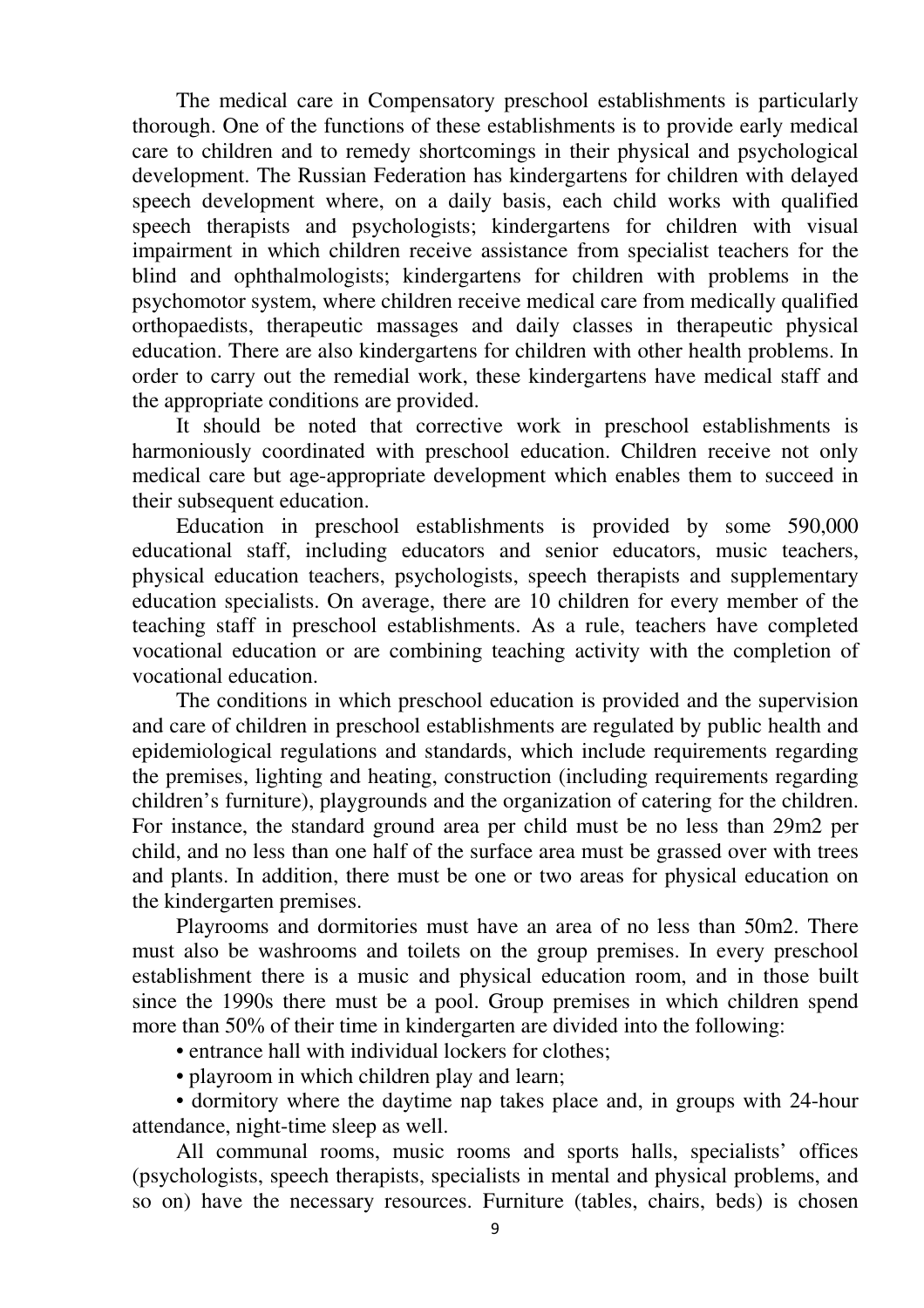The medical care in Compensatory preschool establishments is particularly thorough. One of the functions of these establishments is to provide early medical care to children and to remedy shortcomings in their physical and psychological development. The Russian Federation has kindergartens for children with delayed speech development where, on a daily basis, each child works with qualified speech therapists and psychologists; kindergartens for children with visual impairment in which children receive assistance from specialist teachers for the blind and ophthalmologists; kindergartens for children with problems in the psychomotor system, where children receive medical care from medically qualified orthopaedists, therapeutic massages and daily classes in therapeutic physical education. There are also kindergartens for children with other health problems. In order to carry out the remedial work, these kindergartens have medical staff and the appropriate conditions are provided.

It should be noted that corrective work in preschool establishments is harmoniously coordinated with preschool education. Children receive not only medical care but age-appropriate development which enables them to succeed in their subsequent education.

Education in preschool establishments is provided by some 590,000 educational staff, including educators and senior educators, music teachers, physical education teachers, psychologists, speech therapists and supplementary education specialists. On average, there are 10 children for every member of the teaching staff in preschool establishments. As a rule, teachers have completed vocational education or are combining teaching activity with the completion of vocational education.

The conditions in which preschool education is provided and the supervision and care of children in preschool establishments are regulated by public health and epidemiological regulations and standards, which include requirements regarding the premises, lighting and heating, construction (including requirements regarding children's furniture), playgrounds and the organization of catering for the children. For instance, the standard ground area per child must be no less than 29m2 per child, and no less than one half of the surface area must be grassed over with trees and plants. In addition, there must be one or two areas for physical education on the kindergarten premises.

Playrooms and dormitories must have an area of no less than 50m2. There must also be washrooms and toilets on the group premises. In every preschool establishment there is a music and physical education room, and in those built since the 1990s there must be a pool. Group premises in which children spend more than 50% of their time in kindergarten are divided into the following:

- entrance hall with individual lockers for clothes;
- playroom in which children play and learn;
- dormitory where the daytime nap takes place and, in groups with 24-hour attendance, night-time sleep as well.

All communal rooms, music rooms and sports halls, specialists' offices (psychologists, speech therapists, specialists in mental and physical problems, and so on) have the necessary resources. Furniture (tables, chairs, beds) is chosen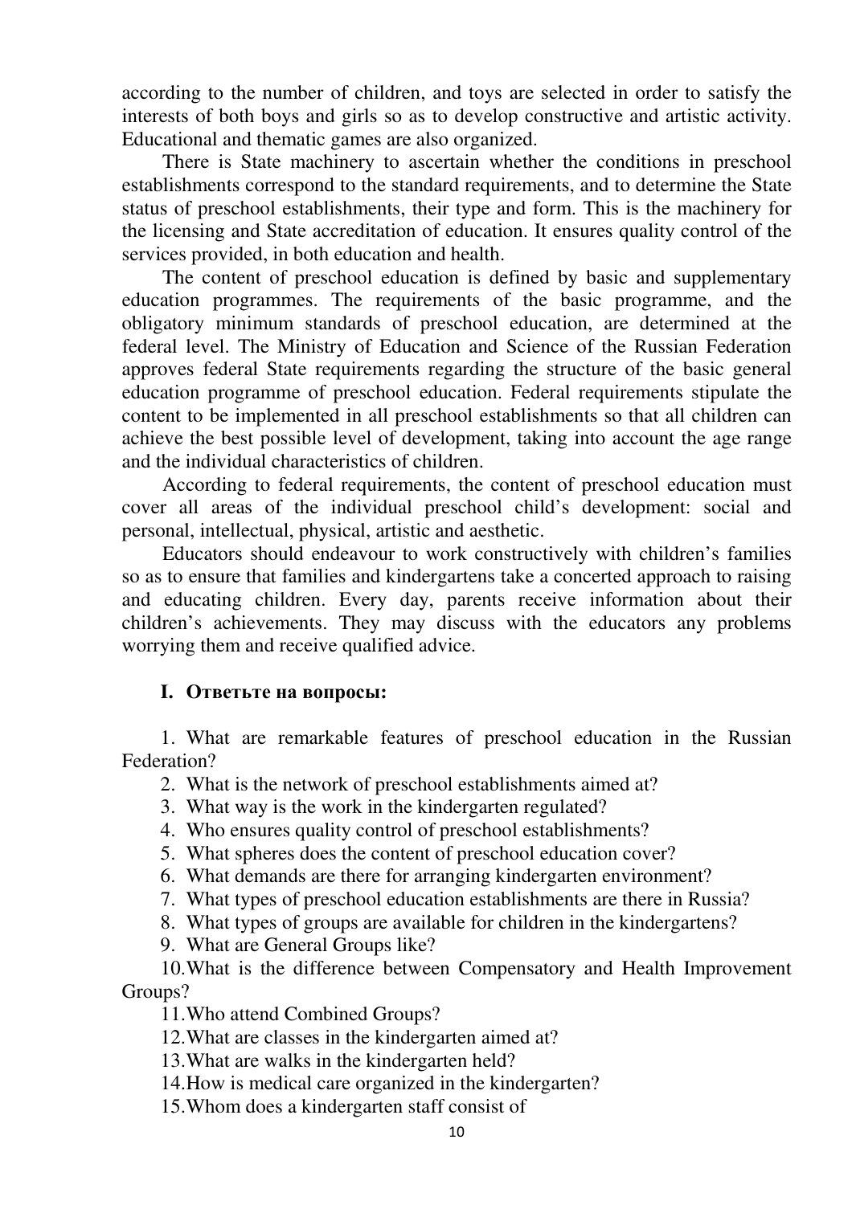according to the number of children, and toys are selected in order to satisfy the interests of both boys and girls so as to develop constructive and artistic activity. Educational and thematic games are also organized.

There is State machinery to ascertain whether the conditions in preschool establishments correspond to the standard requirements, and to determine the State status of preschool establishments, their type and form. This is the machinery for the licensing and State accreditation of education. It ensures quality control of the services provided, in both education and health.

The content of preschool education is defined by basic and supplementary education programmes. The requirements of the basic programme, and the obligatory minimum standards of preschool education, are determined at the federal level. The Ministry of Education and Science of the Russian Federation approves federal State requirements regarding the structure of the basic general education programme of preschool education. Federal requirements stipulate the content to be implemented in all preschool establishments so that all children can achieve the best possible level of development, taking into account the age range and the individual characteristics of children.

According to federal requirements, the content of preschool education must cover all areas of the individual preschool child's development: social and personal, intellectual, physical, artistic and aesthetic.

Educators should endeavour to work constructively with children's families so as to ensure that families and kindergartens take a concerted approach to raising and educating children. Every day, parents receive information about their children's achievements. They may discuss with the educators any problems worrying them and receive qualified advice.

## I. Ответьте на вопросы:

1. What are remarkable features of preschool education in the Russian Federation?
2. What is the network of preschool establishments aimed at?
3. What way is the work in the kindergarten regulated?
4. Who ensures quality control of preschool establishments?
5. What spheres does the content of preschool education cover?
6. What demands are there for arranging kindergarten environment?
7. What types of preschool education establishments are there in Russia?
8. What types of groups are available for children in the kindergartens?
9. What are General Groups like?
10. What is the difference between Compensatory and Health Improvement Groups?
11. Who attend Combined Groups?
12. What are classes in the kindergarten aimed at?
13. What are walks in the kindergarten held?
14. How is medical care organized in the kindergarten?
15. Whom does a kindergarten staff consist of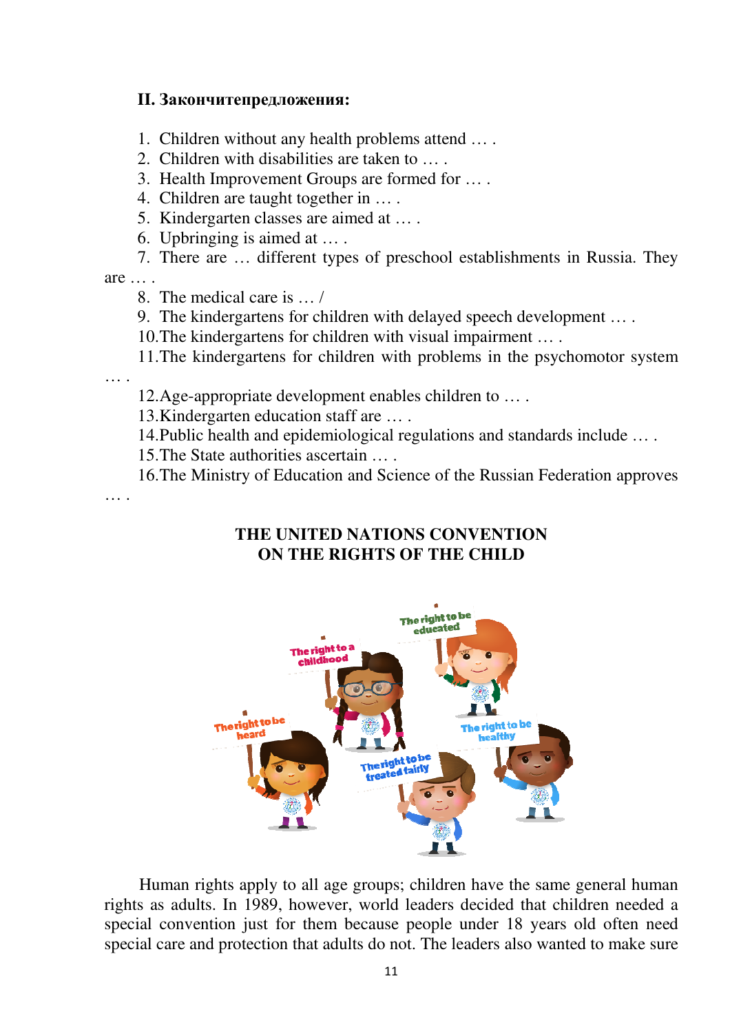**II. Закончитепредложения:**

1. Children without any health problems attend … .
2. Children with disabilities are taken to … .
3. Health Improvement Groups are formed for … .
4. Children are taught together in … .
5. Kindergarten classes are aimed at … .
6. Upbringing is aimed at … .
7. There are … different types of preschool establishments in Russia. They are … .
8. The medical care is … /
9. The kindergartens for children with delayed speech development … .
10. The kindergartens for children with visual impairment … .
11. The kindergartens for children with problems in the psychomotor system … .
12. Age-appropriate development enables children to … .
13. Kindergarten education staff are … .
14. Public health and epidemiological regulations and standards include … .
15. The State authorities ascertain … .
16. The Ministry of Education and Science of the Russian Federation approves … .

## THE UNITED NATIONS CONVENTION ON THE RIGHTS OF THE CHILD

Human rights apply to all age groups; children have the same general human rights as adults. In 1989, however, world leaders decided that children needed a special convention just for them because people under 18 years old often need special care and protection that adults do not. The leaders also wanted to make sure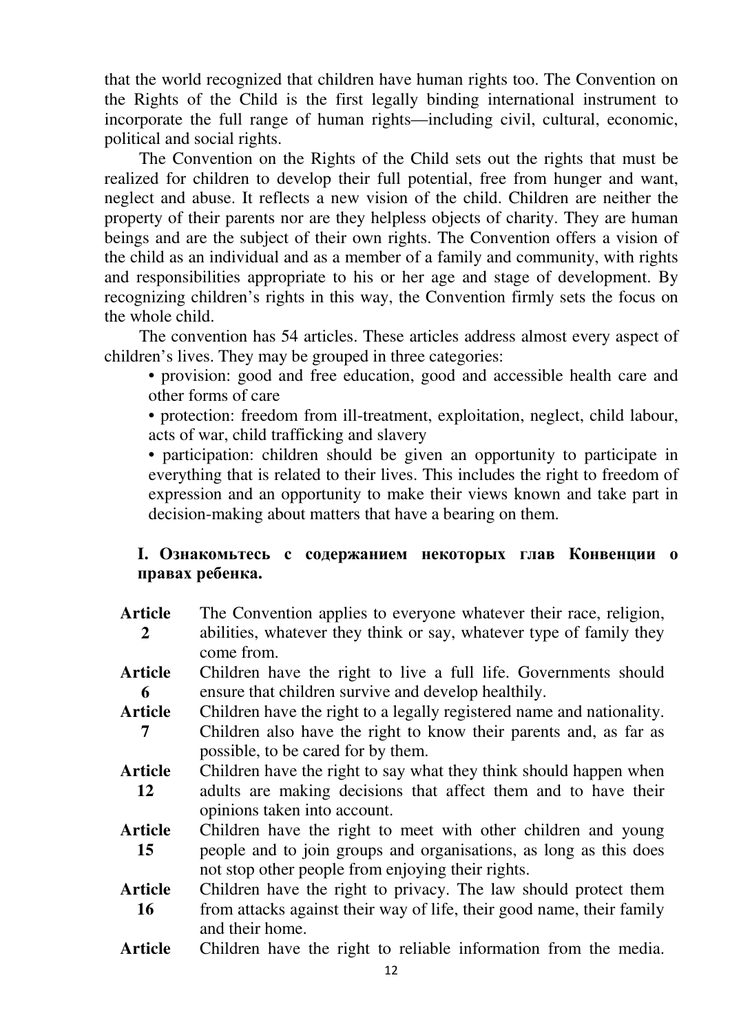that the world recognized that children have human rights too. The Convention on the Rights of the Child is the first legally binding international instrument to incorporate the full range of human rights—including civil, cultural, economic, political and social rights.

The Convention on the Rights of the Child sets out the rights that must be realized for children to develop their full potential, free from hunger and want, neglect and abuse. It reflects a new vision of the child. Children are neither the property of their parents nor are they helpless objects of charity. They are human beings and are the subject of their own rights. The Convention offers a vision of the child as an individual and as a member of a family and community, with rights and responsibilities appropriate to his or her age and stage of development. By recognizing children's rights in this way, the Convention firmly sets the focus on the whole child.

The convention has 54 articles. These articles address almost every aspect of children's lives. They may be grouped in three categories:

- provision: good and free education, good and accessible health care and other forms of care
- protection: freedom from ill-treatment, exploitation, neglect, child labour, acts of war, child trafficking and slavery
- participation: children should be given an opportunity to participate in everything that is related to their lives. This includes the right to freedom of expression and an opportunity to make their views known and take part in decision-making about matters that have a bearing on them.

**I. Ознакомьтесь с содержанием некоторых глав Конвенции о правах ребенка.**

| | |
|---|---|
| **Article 2** | The Convention applies to everyone whatever their race, religion, abilities, whatever they think or say, whatever type of family they come from. |
| **Article 6** | Children have the right to live a full life. Governments should ensure that children survive and develop healthily. |
| **Article 7** | Children have the right to a legally registered name and nationality. Children also have the right to know their parents and, as far as possible, to be cared for by them. |
| **Article 12** | Children have the right to say what they think should happen when adults are making decisions that affect them and to have their opinions taken into account. |
| **Article 15** | Children have the right to meet with other children and young people and to join groups and organisations, as long as this does not stop other people from enjoying their rights. |
| **Article 16** | Children have the right to privacy. The law should protect them from attacks against their way of life, their good name, their family and their home. |
| **Article** | Children have the right to reliable information from the media. |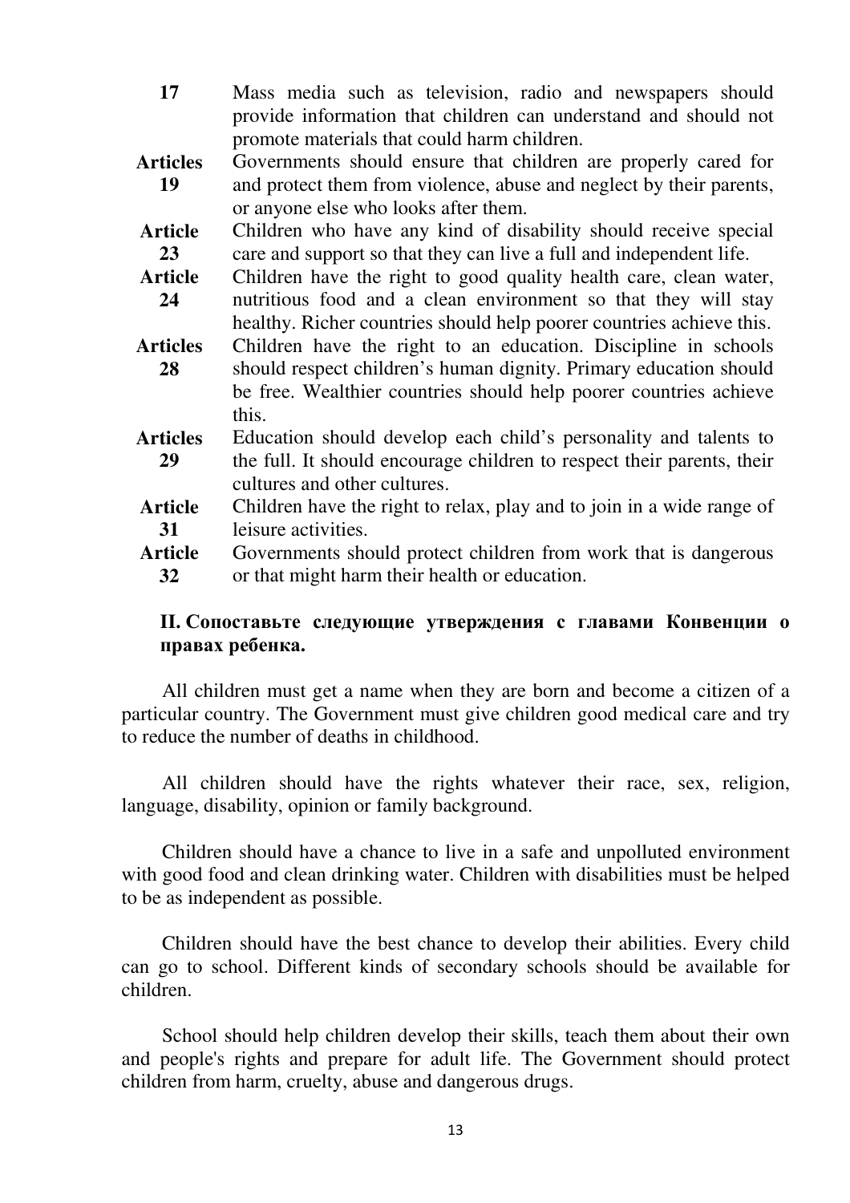| | |
|---|---|
| **17** | Mass media such as television, radio and newspapers should provide information that children can understand and should not promote materials that could harm children. |
| **Articles 19** | Governments should ensure that children are properly cared for and protect them from violence, abuse and neglect by their parents, or anyone else who looks after them. |
| **Article 23** | Children who have any kind of disability should receive special care and support so that they can live a full and independent life. |
| **Article 24** | Children have the right to good quality health care, clean water, nutritious food and a clean environment so that they will stay healthy. Richer countries should help poorer countries achieve this. |
| **Articles 28** | Children have the right to an education. Discipline in schools should respect children's human dignity. Primary education should be free. Wealthier countries should help poorer countries achieve this. |
| **Articles 29** | Education should develop each child's personality and talents to the full. It should encourage children to respect their parents, their cultures and other cultures. |
| **Article 31** | Children have the right to relax, play and to join in a wide range of leisure activities. |
| **Article 32** | Governments should protect children from work that is dangerous or that might harm their health or education. |

**II. Сопоставьте следующие утверждения с главами Конвенции о правах ребенка.**

All children must get a name when they are born and become a citizen of a particular country. The Government must give children good medical care and try to reduce the number of deaths in childhood.

All children should have the rights whatever their race, sex, religion, language, disability, opinion or family background.

Children should have a chance to live in a safe and unpolluted environment with good food and clean drinking water. Children with disabilities must be helped to be as independent as possible.

Children should have the best chance to develop their abilities. Every child can go to school. Different kinds of secondary schools should be available for children.

School should help children develop their skills, teach them about their own and people's rights and prepare for adult life. The Government should protect children from harm, cruelty, abuse and dangerous drugs.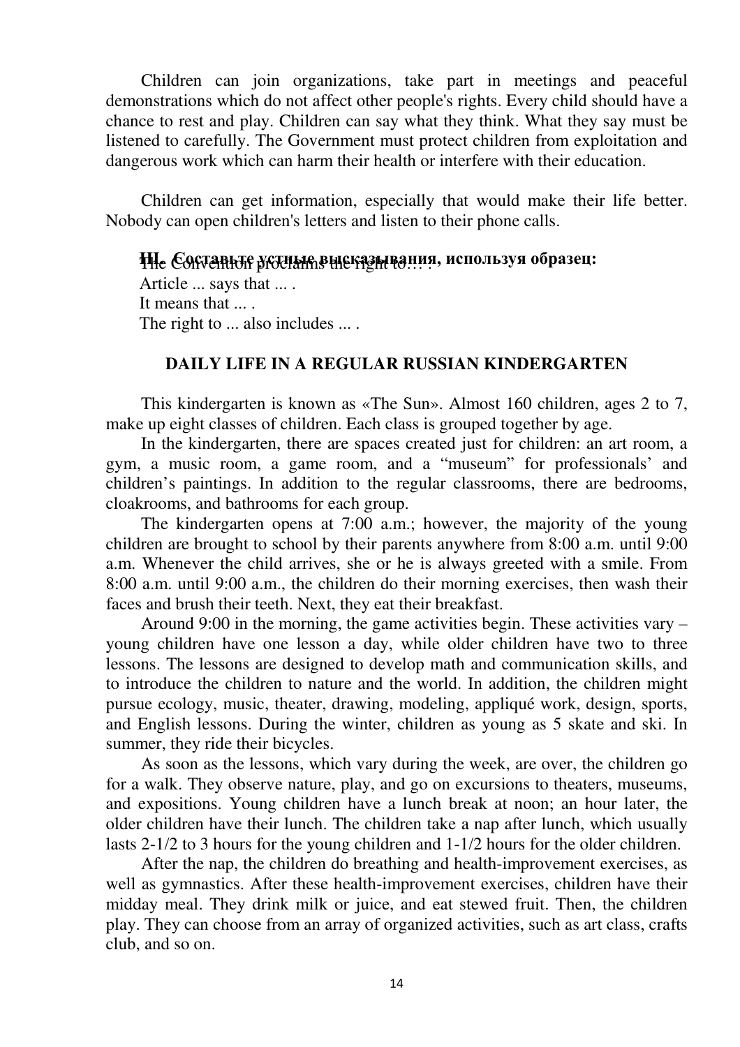Children can join organizations, take part in meetings and peaceful demonstrations which do not affect other people's rights. Every child should have a chance to rest and play. Children can say what they think. What they say must be listened to carefully. The Government must protect children from exploitation and dangerous work which can harm their health or interfere with their education.

Children can get information, especially that would make their life better. Nobody can open children's letters and listen to their phone calls.

**III. Составьте устные высказывания, используя образец:**

The Convention proclaims the right to… .
Article ... says that ... .
It means that ... .
The right to ... also includes ... .

## DAILY LIFE IN A REGULAR RUSSIAN KINDERGARTEN

This kindergarten is known as «The Sun». Almost 160 children, ages 2 to 7, make up eight classes of children. Each class is grouped together by age.

In the kindergarten, there are spaces created just for children: an art room, a gym, a music room, a game room, and a "museum" for professionals' and children's paintings. In addition to the regular classrooms, there are bedrooms, cloakrooms, and bathrooms for each group.

The kindergarten opens at 7:00 a.m.; however, the majority of the young children are brought to school by their parents anywhere from 8:00 a.m. until 9:00 a.m. Whenever the child arrives, she or he is always greeted with a smile. From 8:00 a.m. until 9:00 a.m., the children do their morning exercises, then wash their faces and brush their teeth. Next, they eat their breakfast.

Around 9:00 in the morning, the game activities begin. These activities vary – young children have one lesson a day, while older children have two to three lessons. The lessons are designed to develop math and communication skills, and to introduce the children to nature and the world. In addition, the children might pursue ecology, music, theater, drawing, modeling, appliqué work, design, sports, and English lessons. During the winter, children as young as 5 skate and ski. In summer, they ride their bicycles.

As soon as the lessons, which vary during the week, are over, the children go for a walk. They observe nature, play, and go on excursions to theaters, museums, and expositions. Young children have a lunch break at noon; an hour later, the older children have their lunch. The children take a nap after lunch, which usually lasts 2-1/2 to 3 hours for the young children and 1-1/2 hours for the older children.

After the nap, the children do breathing and health-improvement exercises, as well as gymnastics. After these health-improvement exercises, children have their midday meal. They drink milk or juice, and eat stewed fruit. Then, the children play. They can choose from an array of organized activities, such as art class, crafts club, and so on.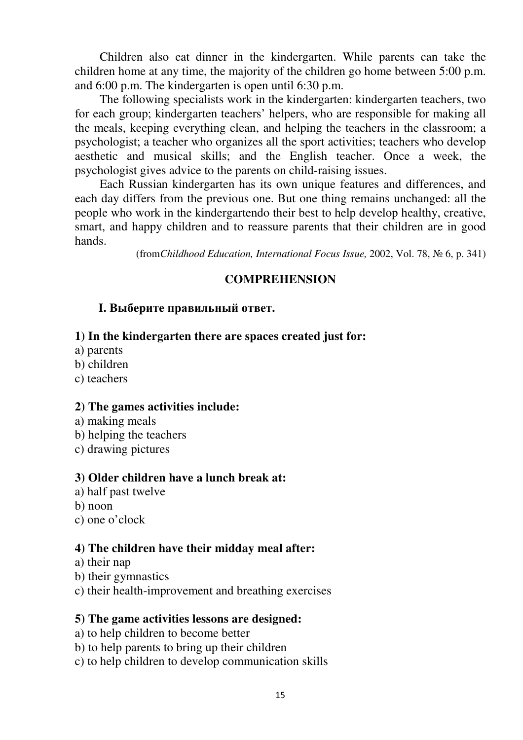Children also eat dinner in the kindergarten. While parents can take the children home at any time, the majority of the children go home between 5:00 p.m. and 6:00 p.m. The kindergarten is open until 6:30 p.m.

The following specialists work in the kindergarten: kindergarten teachers, two for each group; kindergarten teachers' helpers, who are responsible for making all the meals, keeping everything clean, and helping the teachers in the classroom; a psychologist; a teacher who organizes all the sport activities; teachers who develop aesthetic and musical skills; and the English teacher. Once a week, the psychologist gives advice to the parents on child-raising issues.

Each Russian kindergarten has its own unique features and differences, and each day differs from the previous one. But one thing remains unchanged: all the people who work in the kindergartendo their best to help develop healthy, creative, smart, and happy children and to reassure parents that their children are in good hands.

(from*Childhood Education, International Focus Issue,* 2002, Vol. 78, № 6, p. 341)

## COMPREHENSION

### I. Выберите правильный ответ.

**1) In the kindergarten there are spaces created just for:**

a) parents
b) children
c) teachers

**2) The games activities include:**

a) making meals
b) helping the teachers
c) drawing pictures

**3) Older children have a lunch break at:**

a) half past twelve
b) noon
c) one o'clock

**4) The children have their midday meal after:**

a) their nap
b) their gymnastics
c) their health-improvement and breathing exercises

**5) The game activities lessons are designed:**

a) to help children to become better
b) to help parents to bring up their children
c) to help children to develop communication skills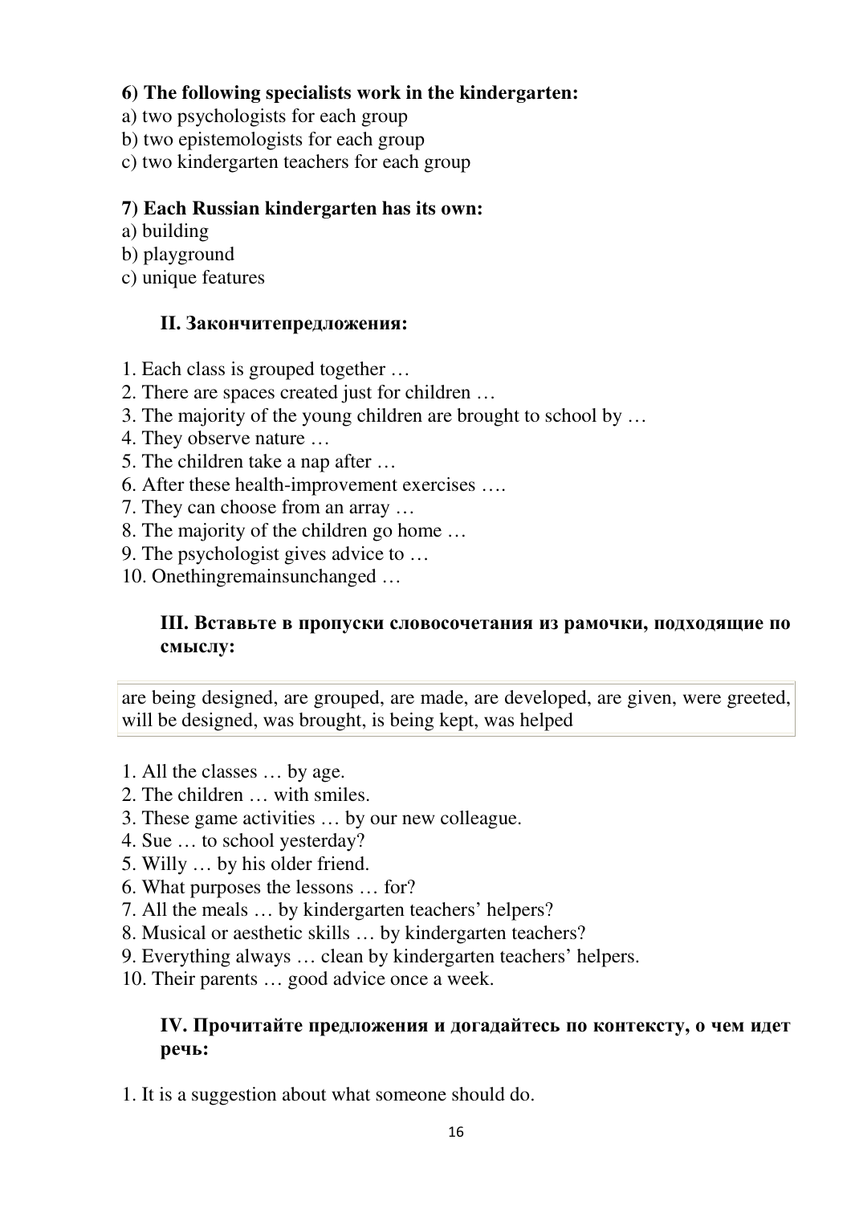**6) The following specialists work in the kindergarten:**

a) two psychologists for each group
b) two epistemologists for each group
c) two kindergarten teachers for each group

**7) Each Russian kindergarten has its own:**

a) building
b) playground
c) unique features

**II. Закончитепредложения:**

1. Each class is grouped together …
2. There are spaces created just for children …
3. The majority of the young children are brought to school by …
4. They observe nature …
5. The children take a nap after …
6. After these health-improvement exercises ….
7. They can choose from an array …
8. The majority of the children go home …
9. The psychologist gives advice to …
10. Onethingremainsunchanged …

**III. Вставьте в пропуски словосочетания из рамочки, подходящие по смыслу:**

| are being designed, are grouped, are made, are developed, are given, were greeted, will be designed, was brought, is being kept, was helped |
|---|

1. All the classes … by age.
2. The children … with smiles.
3. These game activities … by our new colleague.
4. Sue … to school yesterday?
5. Willy … by his older friend.
6. What purposes the lessons … for?
7. All the meals … by kindergarten teachers' helpers?
8. Musical or aesthetic skills … by kindergarten teachers?
9. Everything always … clean by kindergarten teachers' helpers.
10. Their parents … good advice once a week.

**IV. Прочитайте предложения и догадайтесь по контексту, о чем идет речь:**

1. It is a suggestion about what someone should do.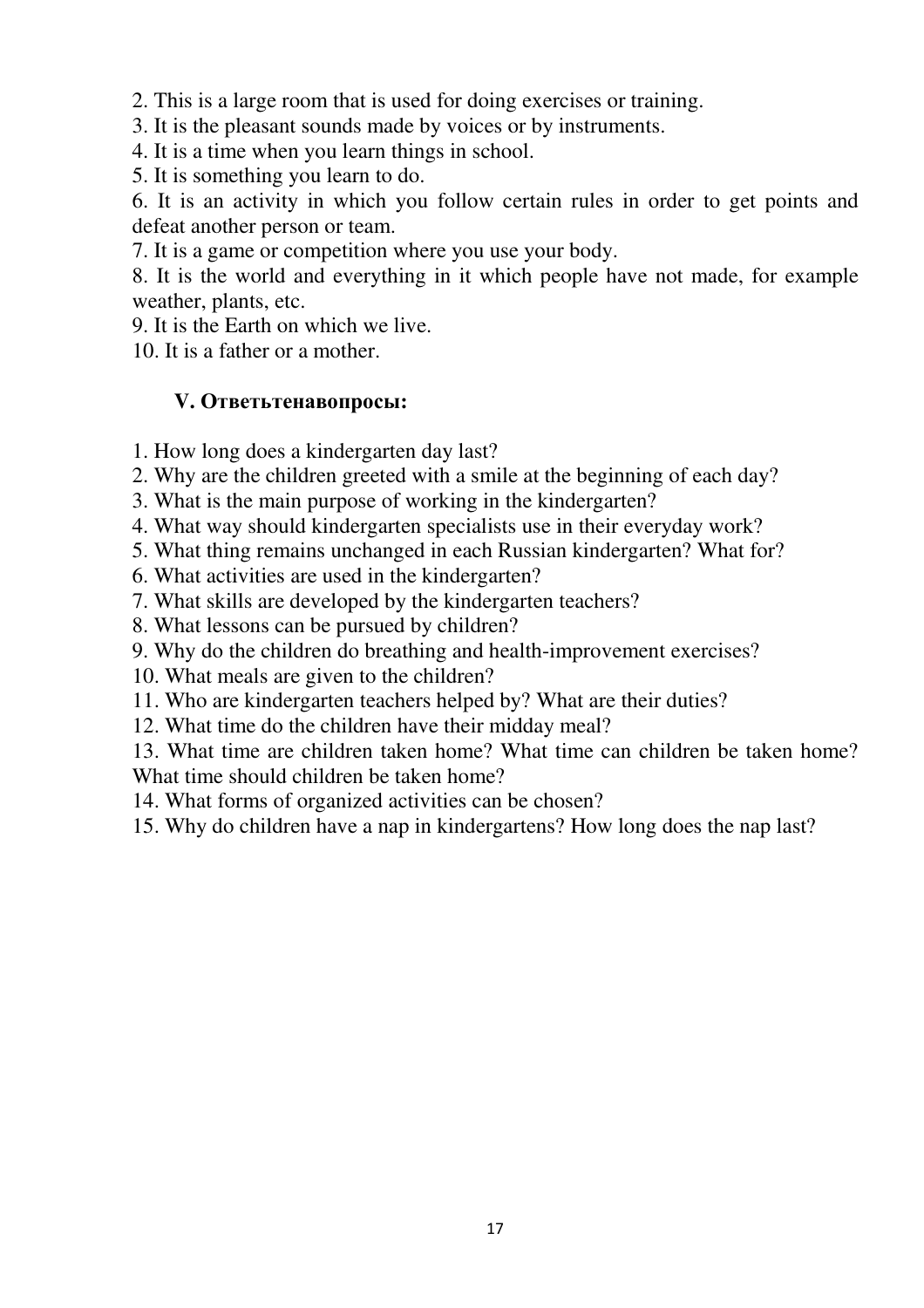2. This is a large room that is used for doing exercises or training.
3. It is the pleasant sounds made by voices or by instruments.
4. It is a time when you learn things in school.
5. It is something you learn to do.
6. It is an activity in which you follow certain rules in order to get points and defeat another person or team.
7. It is a game or competition where you use your body.
8. It is the world and everything in it which people have not made, for example weather, plants, etc.
9. It is the Earth on which we live.
10. It is a father or a mother.

### V. Ответьтенавопросы:

1. How long does a kindergarten day last?
2. Why are the children greeted with a smile at the beginning of each day?
3. What is the main purpose of working in the kindergarten?
4. What way should kindergarten specialists use in their everyday work?
5. What thing remains unchanged in each Russian kindergarten? What for?
6. What activities are used in the kindergarten?
7. What skills are developed by the kindergarten teachers?
8. What lessons can be pursued by children?
9. Why do the children do breathing and health-improvement exercises?
10. What meals are given to the children?
11. Who are kindergarten teachers helped by? What are their duties?
12. What time do the children have their midday meal?
13. What time are children taken home? What time can children be taken home? What time should children be taken home?
14. What forms of organized activities can be chosen?
15. Why do children have a nap in kindergartens? How long does the nap last?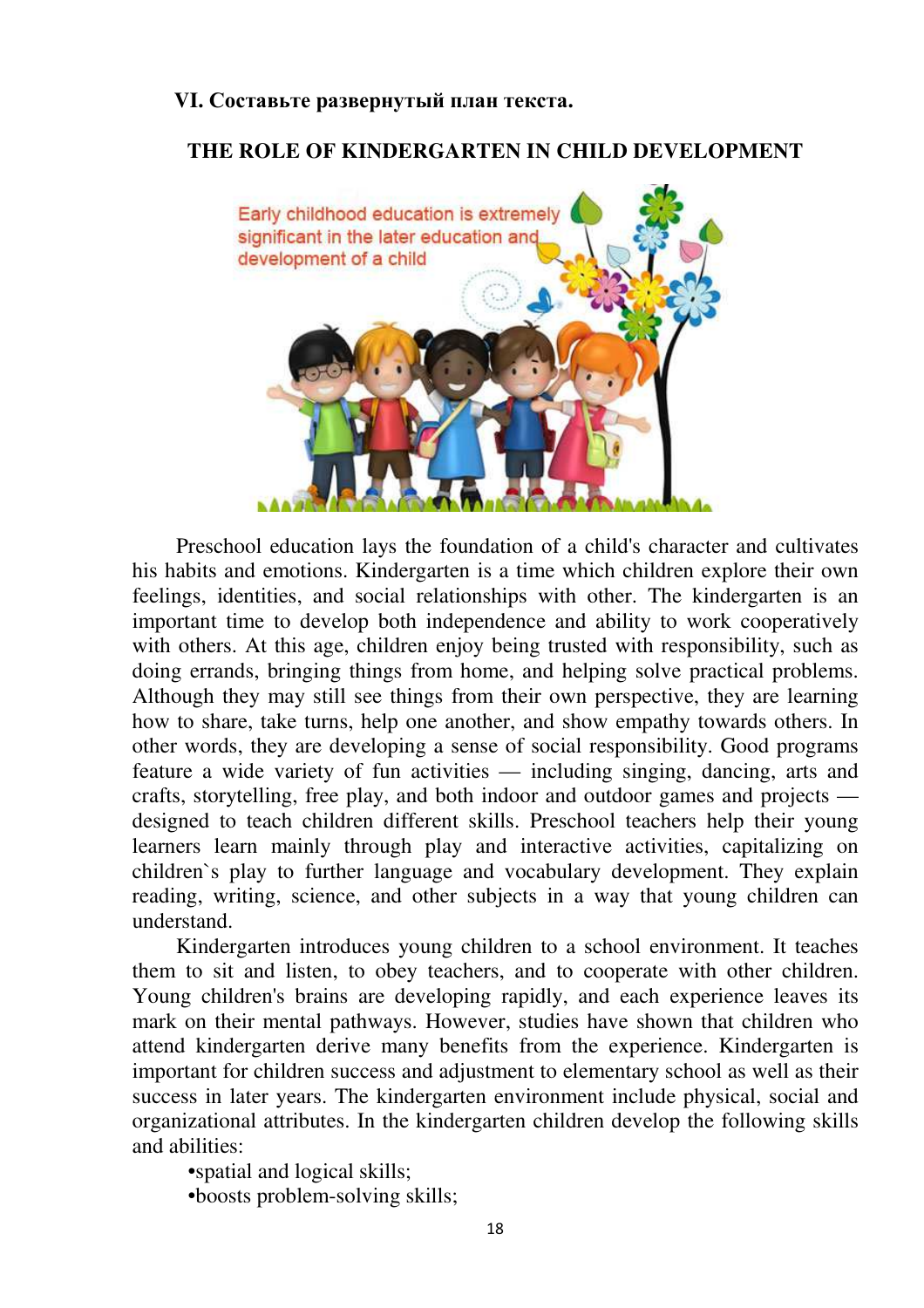**VI. Составьте развернутый план текста.**

## THE ROLE OF KINDERGARTEN IN CHILD DEVELOPMENT

Preschool education lays the foundation of a child's character and cultivates his habits and emotions. Kindergarten is a time which children explore their own feelings, identities, and social relationships with other. The kindergarten is an important time to develop both independence and ability to work cooperatively with others. At this age, children enjoy being trusted with responsibility, such as doing errands, bringing things from home, and helping solve practical problems. Although they may still see things from their own perspective, they are learning how to share, take turns, help one another, and show empathy towards others. In other words, they are developing a sense of social responsibility. Good programs feature a wide variety of fun activities — including singing, dancing, arts and crafts, storytelling, free play, and both indoor and outdoor games and projects — designed to teach children different skills. Preschool teachers help their young learners learn mainly through play and interactive activities, capitalizing on children`s play to further language and vocabulary development. They explain reading, writing, science, and other subjects in a way that young children can understand.

Kindergarten introduces young children to a school environment. It teaches them to sit and listen, to obey teachers, and to cooperate with other children. Young children's brains are developing rapidly, and each experience leaves its mark on their mental pathways. However, studies have shown that children who attend kindergarten derive many benefits from the experience. Kindergarten is important for children success and adjustment to elementary school as well as their success in later years. The kindergarten environment include physical, social and organizational attributes. In the kindergarten children develop the following skills and abilities:

•spatial and logical skills;

•boosts problem-solving skills;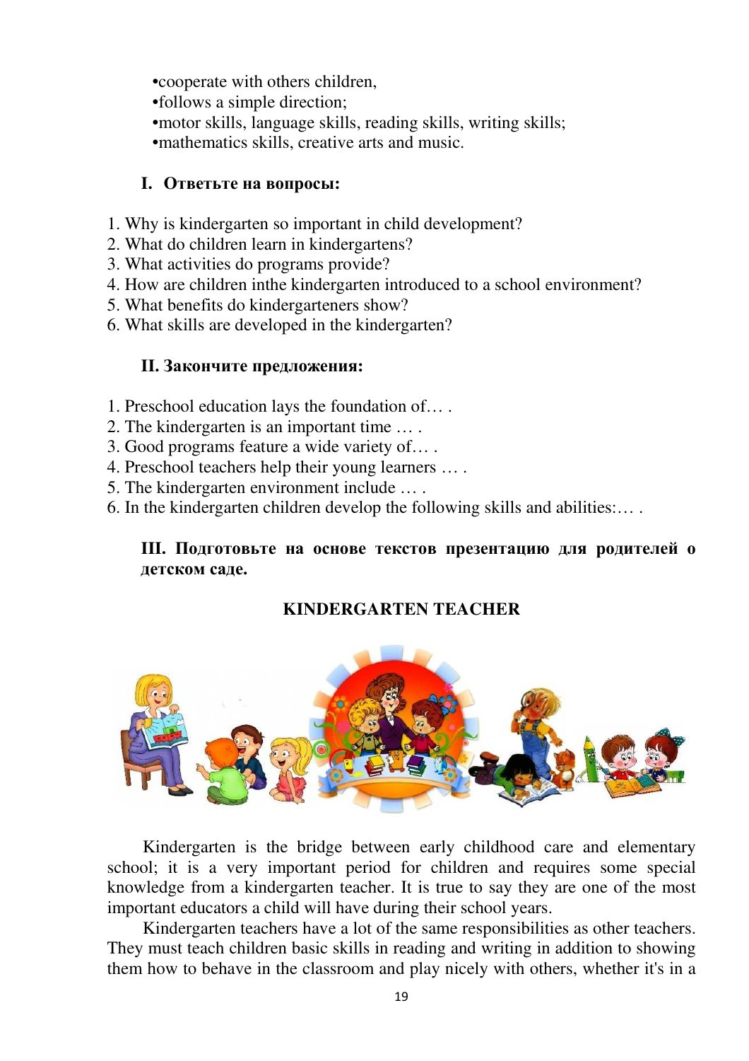- cooperate with others children,
- follows a simple direction;
- motor skills, language skills, reading skills, writing skills;
- mathematics skills, creative arts and music.

**I. Ответьте на вопросы:**

1. Why is kindergarten so important in child development?
2. What do children learn in kindergartens?
3. What activities do programs provide?
4. How are children inthe kindergarten introduced to a school environment?
5. What benefits do kindergarteners show?
6. What skills are developed in the kindergarten?

**II. Закончите предложения:**

1. Preschool education lays the foundation of… .
2. The kindergarten is an important time … .
3. Good programs feature a wide variety of… .
4. Preschool teachers help their young learners … .
5. The kindergarten environment include … .
6. In the kindergarten children develop the following skills and abilities:… .

**III. Подготовьте на основе текстов презентацию для родителей о детском саде.**

## KINDERGARTEN TEACHER

Kindergarten is the bridge between early childhood care and elementary school; it is a very important period for children and requires some special knowledge from a kindergarten teacher. It is true to say they are one of the most important educators a child will have during their school years.

Kindergarten teachers have a lot of the same responsibilities as other teachers. They must teach children basic skills in reading and writing in addition to showing them how to behave in the classroom and play nicely with others, whether it's in a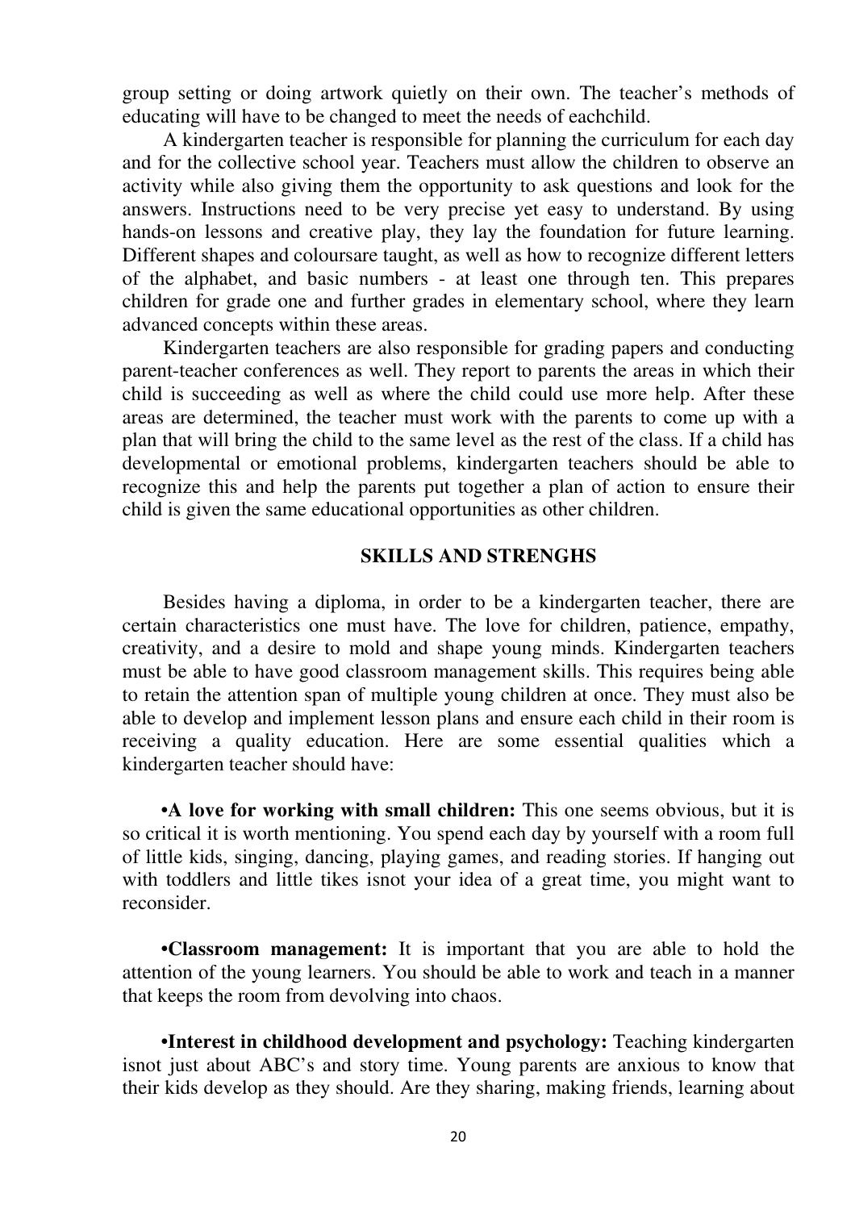group setting or doing artwork quietly on their own. The teacher's methods of educating will have to be changed to meet the needs of eachchild.

A kindergarten teacher is responsible for planning the curriculum for each day and for the collective school year. Teachers must allow the children to observe an activity while also giving them the opportunity to ask questions and look for the answers. Instructions need to be very precise yet easy to understand. By using hands-on lessons and creative play, they lay the foundation for future learning. Different shapes and coloursare taught, as well as how to recognize different letters of the alphabet, and basic numbers - at least one through ten. This prepares children for grade one and further grades in elementary school, where they learn advanced concepts within these areas.

Kindergarten teachers are also responsible for grading papers and conducting parent-teacher conferences as well. They report to parents the areas in which their child is succeeding as well as where the child could use more help. After these areas are determined, the teacher must work with the parents to come up with a plan that will bring the child to the same level as the rest of the class. If a child has developmental or emotional problems, kindergarten teachers should be able to recognize this and help the parents put together a plan of action to ensure their child is given the same educational opportunities as other children.

## SKILLS AND STRENGHS

Besides having a diploma, in order to be a kindergarten teacher, there are certain characteristics one must have. The love for children, patience, empathy, creativity, and a desire to mold and shape young minds. Kindergarten teachers must be able to have good classroom management skills. This requires being able to retain the attention span of multiple young children at once. They must also be able to develop and implement lesson plans and ensure each child in their room is receiving a quality education. Here are some essential qualities which a kindergarten teacher should have:

•**A love for working with small children:** This one seems obvious, but it is so critical it is worth mentioning. You spend each day by yourself with a room full of little kids, singing, dancing, playing games, and reading stories. If hanging out with toddlers and little tikes isnot your idea of a great time, you might want to reconsider.

•**Classroom management:** It is important that you are able to hold the attention of the young learners. You should be able to work and teach in a manner that keeps the room from devolving into chaos.

•**Interest in childhood development and psychology:** Teaching kindergarten isnot just about ABC's and story time. Young parents are anxious to know that their kids develop as they should. Are they sharing, making friends, learning about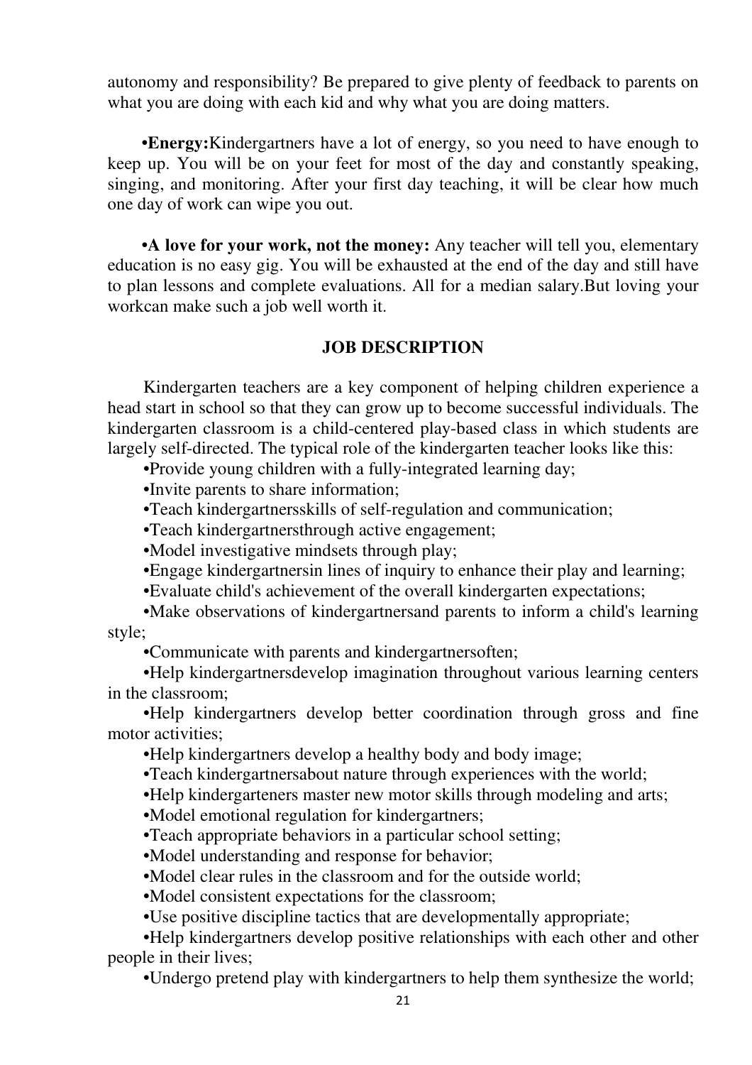autonomy and responsibility? Be prepared to give plenty of feedback to parents on what you are doing with each kid and why what you are doing matters.

•**Energy:**Kindergartners have a lot of energy, so you need to have enough to keep up. You will be on your feet for most of the day and constantly speaking, singing, and monitoring. After your first day teaching, it will be clear how much one day of work can wipe you out.

•**A love for your work, not the money:** Any teacher will tell you, elementary education is no easy gig. You will be exhausted at the end of the day and still have to plan lessons and complete evaluations. All for a median salary.But loving your workcan make such a job well worth it.

## JOB DESCRIPTION

Kindergarten teachers are a key component of helping children experience a head start in school so that they can grow up to become successful individuals. The kindergarten classroom is a child-centered play-based class in which students are largely self-directed. The typical role of the kindergarten teacher looks like this:

•Provide young children with a fully-integrated learning day;

•Invite parents to share information;

•Teach kindergartnersskills of self-regulation and communication;

•Teach kindergartnersthrough active engagement;

•Model investigative mindsets through play;

•Engage kindergartnersin lines of inquiry to enhance their play and learning;

•Evaluate child's achievement of the overall kindergarten expectations;

•Make observations of kindergartnersand parents to inform a child's learning style;

•Communicate with parents and kindergartnersoften;

•Help kindergartnersdevelop imagination throughout various learning centers in the classroom;

•Help kindergartners develop better coordination through gross and fine motor activities;

•Help kindergartners develop a healthy body and body image;

•Teach kindergartnersabout nature through experiences with the world;

•Help kindergarteners master new motor skills through modeling and arts;

•Model emotional regulation for kindergartners;

•Teach appropriate behaviors in a particular school setting;

•Model understanding and response for behavior;

•Model clear rules in the classroom and for the outside world;

•Model consistent expectations for the classroom;

•Use positive discipline tactics that are developmentally appropriate;

•Help kindergartners develop positive relationships with each other and other people in their lives;

•Undergo pretend play with kindergartners to help them synthesize the world;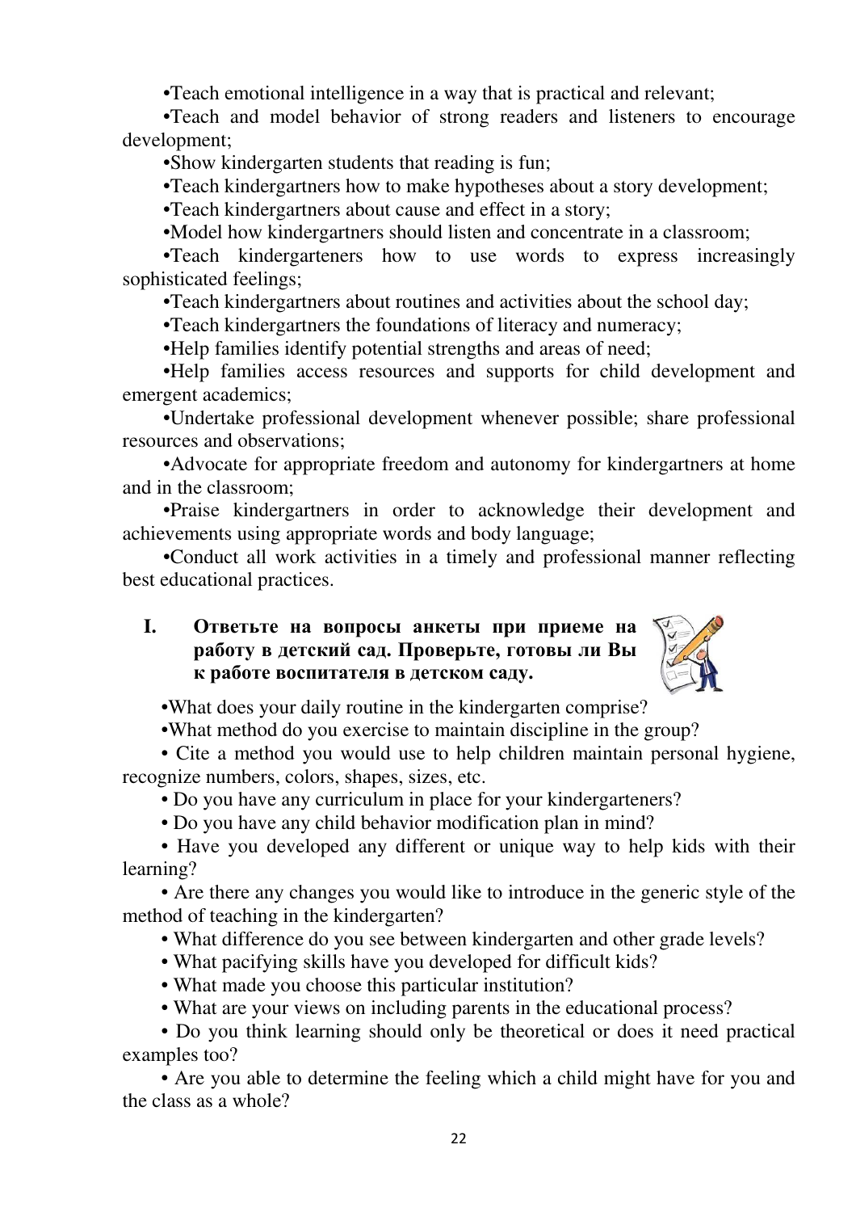- Teach emotional intelligence in a way that is practical and relevant;
- Teach and model behavior of strong readers and listeners to encourage development;
- Show kindergarten students that reading is fun;
- Teach kindergartners how to make hypotheses about a story development;
- Teach kindergartners about cause and effect in a story;
- Model how kindergartners should listen and concentrate in a classroom;
- Teach kindergarteners how to use words to express increasingly sophisticated feelings;
- Teach kindergartners about routines and activities about the school day;
- Teach kindergartners the foundations of literacy and numeracy;
- Help families identify potential strengths and areas of need;
- Help families access resources and supports for child development and emergent academics;
- Undertake professional development whenever possible; share professional resources and observations;
- Advocate for appropriate freedom and autonomy for kindergartners at home and in the classroom;
- Praise kindergartners in order to acknowledge their development and achievements using appropriate words and body language;
- Conduct all work activities in a timely and professional manner reflecting best educational practices.

**I. Ответьте на вопросы анкеты при приеме на работу в детский сад. Проверьте, готовы ли Вы к работе воспитателя в детском саду.**

- What does your daily routine in the kindergarten comprise?
- What method do you exercise to maintain discipline in the group?
- Cite a method you would use to help children maintain personal hygiene, recognize numbers, colors, shapes, sizes, etc.
- Do you have any curriculum in place for your kindergarteners?
- Do you have any child behavior modification plan in mind?
- Have you developed any different or unique way to help kids with their learning?
- Are there any changes you would like to introduce in the generic style of the method of teaching in the kindergarten?
- What difference do you see between kindergarten and other grade levels?
- What pacifying skills have you developed for difficult kids?
- What made you choose this particular institution?
- What are your views on including parents in the educational process?
- Do you think learning should only be theoretical or does it need practical examples too?
- Are you able to determine the feeling which a child might have for you and the class as a whole?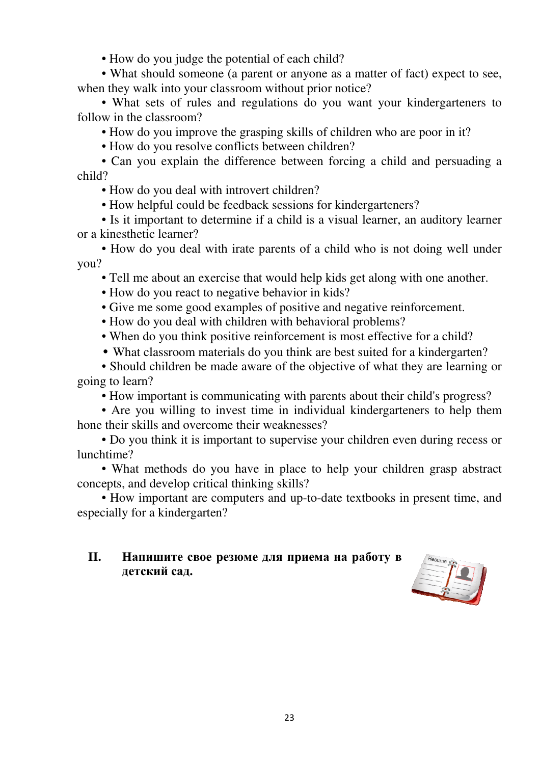- How do you judge the potential of each child?
- What should someone (a parent or anyone as a matter of fact) expect to see, when they walk into your classroom without prior notice?
- What sets of rules and regulations do you want your kindergarteners to follow in the classroom?
- How do you improve the grasping skills of children who are poor in it?
- How do you resolve conflicts between children?
- Can you explain the difference between forcing a child and persuading a child?
- How do you deal with introvert children?
- How helpful could be feedback sessions for kindergarteners?
- Is it important to determine if a child is a visual learner, an auditory learner or a kinesthetic learner?
- How do you deal with irate parents of a child who is not doing well under you?
- Tell me about an exercise that would help kids get along with one another.
- How do you react to negative behavior in kids?
- Give me some good examples of positive and negative reinforcement.
- How do you deal with children with behavioral problems?
- When do you think positive reinforcement is most effective for a child?
- What classroom materials do you think are best suited for a kindergarten?
- Should children be made aware of the objective of what they are learning or going to learn?
- How important is communicating with parents about their child's progress?
- Are you willing to invest time in individual kindergarteners to help them hone their skills and overcome their weaknesses?
- Do you think it is important to supervise your children even during recess or lunchtime?
- What methods do you have in place to help your children grasp abstract concepts, and develop critical thinking skills?
- How important are computers and up-to-date textbooks in present time, and especially for a kindergarten?

**II. Напишите свое резюме для приема на работу в детский сад.**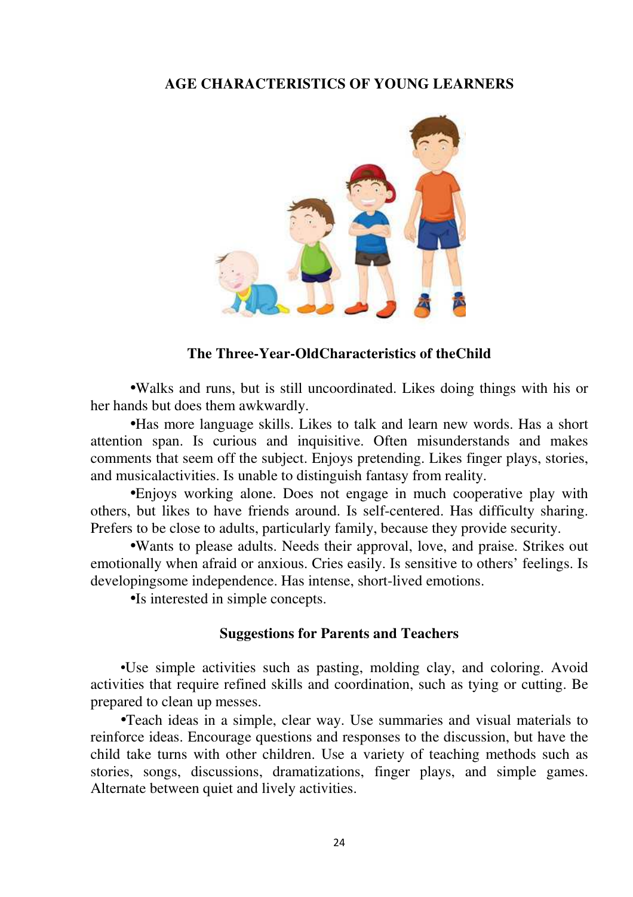# AGE CHARACTERISTICS OF YOUNG LEARNERS

## The Three-Year-OldCharacteristics of theChild

•Walks and runs, but is still uncoordinated. Likes doing things with his or her hands but does them awkwardly.

•Has more language skills. Likes to talk and learn new words. Has a short attention span. Is curious and inquisitive. Often misunderstands and makes comments that seem off the subject. Enjoys pretending. Likes finger plays, stories, and musicalactivities. Is unable to distinguish fantasy from reality.

•Enjoys working alone. Does not engage in much cooperative play with others, but likes to have friends around. Is self-centered. Has difficulty sharing. Prefers to be close to adults, particularly family, because they provide security.

•Wants to please adults. Needs their approval, love, and praise. Strikes out emotionally when afraid or anxious. Cries easily. Is sensitive to others' feelings. Is developingsome independence. Has intense, short-lived emotions.

•Is interested in simple concepts.

### Suggestions for Parents and Teachers

•Use simple activities such as pasting, molding clay, and coloring. Avoid activities that require refined skills and coordination, such as tying or cutting. Be prepared to clean up messes.

•Teach ideas in a simple, clear way. Use summaries and visual materials to reinforce ideas. Encourage questions and responses to the discussion, but have the child take turns with other children. Use a variety of teaching methods such as stories, songs, discussions, dramatizations, finger plays, and simple games. Alternate between quiet and lively activities.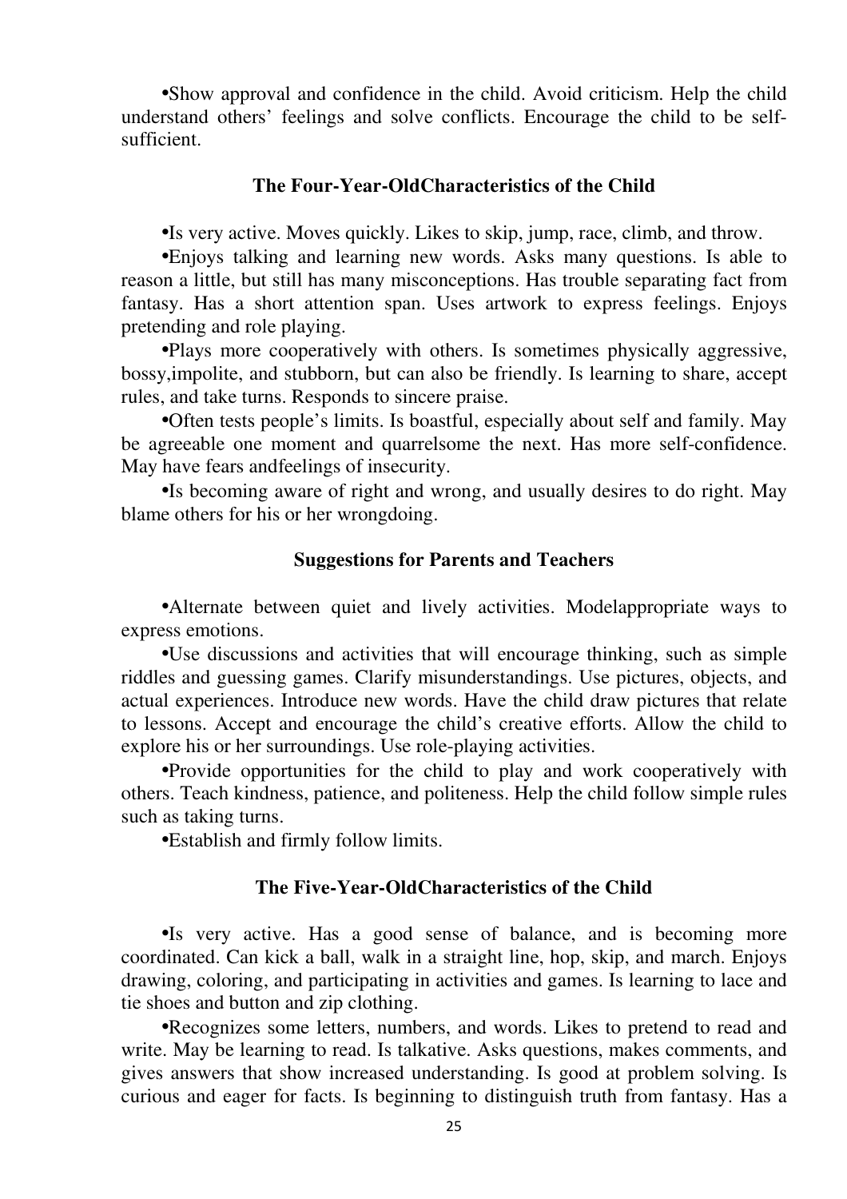•Show approval and confidence in the child. Avoid criticism. Help the child understand others' feelings and solve conflicts. Encourage the child to be self-sufficient.

### The Four-Year-OldCharacteristics of the Child

•Is very active. Moves quickly. Likes to skip, jump, race, climb, and throw.

•Enjoys talking and learning new words. Asks many questions. Is able to reason a little, but still has many misconceptions. Has trouble separating fact from fantasy. Has a short attention span. Uses artwork to express feelings. Enjoys pretending and role playing.

•Plays more cooperatively with others. Is sometimes physically aggressive, bossy,impolite, and stubborn, but can also be friendly. Is learning to share, accept rules, and take turns. Responds to sincere praise.

•Often tests people's limits. Is boastful, especially about self and family. May be agreeable one moment and quarrelsome the next. Has more self-confidence. May have fears andfeelings of insecurity.

•Is becoming aware of right and wrong, and usually desires to do right. May blame others for his or her wrongdoing.

### Suggestions for Parents and Teachers

•Alternate between quiet and lively activities. Modelappropriate ways to express emotions.

•Use discussions and activities that will encourage thinking, such as simple riddles and guessing games. Clarify misunderstandings. Use pictures, objects, and actual experiences. Introduce new words. Have the child draw pictures that relate to lessons. Accept and encourage the child's creative efforts. Allow the child to explore his or her surroundings. Use role-playing activities.

•Provide opportunities for the child to play and work cooperatively with others. Teach kindness, patience, and politeness. Help the child follow simple rules such as taking turns.

•Establish and firmly follow limits.

### The Five-Year-OldCharacteristics of the Child

•Is very active. Has a good sense of balance, and is becoming more coordinated. Can kick a ball, walk in a straight line, hop, skip, and march. Enjoys drawing, coloring, and participating in activities and games. Is learning to lace and tie shoes and button and zip clothing.

•Recognizes some letters, numbers, and words. Likes to pretend to read and write. May be learning to read. Is talkative. Asks questions, makes comments, and gives answers that show increased understanding. Is good at problem solving. Is curious and eager for facts. Is beginning to distinguish truth from fantasy. Has a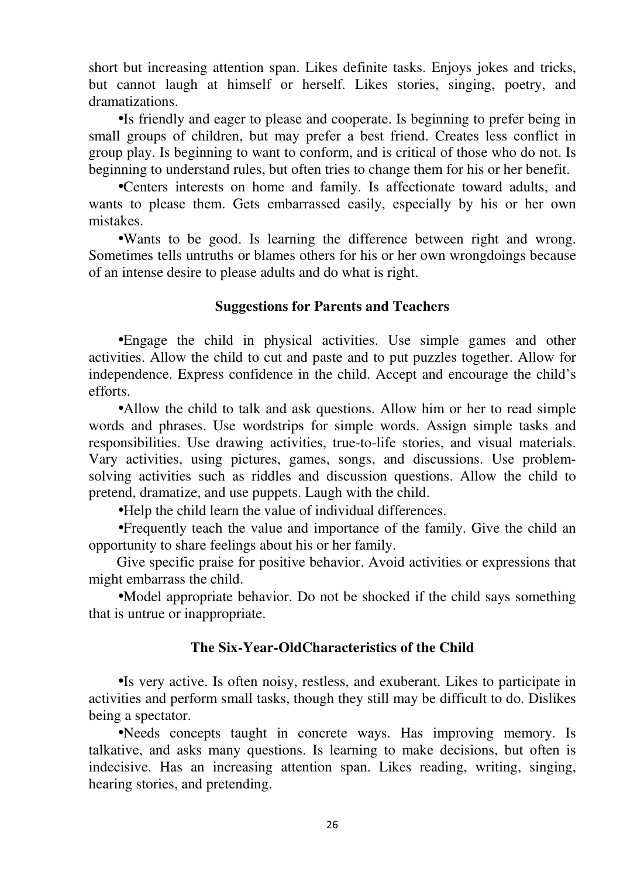short but increasing attention span. Likes definite tasks. Enjoys jokes and tricks, but cannot laugh at himself or herself. Likes stories, singing, poetry, and dramatizations.

•Is friendly and eager to please and cooperate. Is beginning to prefer being in small groups of children, but may prefer a best friend. Creates less conflict in group play. Is beginning to want to conform, and is critical of those who do not. Is beginning to understand rules, but often tries to change them for his or her benefit.

•Centers interests on home and family. Is affectionate toward adults, and wants to please them. Gets embarrassed easily, especially by his or her own mistakes.

•Wants to be good. Is learning the difference between right and wrong. Sometimes tells untruths or blames others for his or her own wrongdoings because of an intense desire to please adults and do what is right.

### Suggestions for Parents and Teachers

•Engage the child in physical activities. Use simple games and other activities. Allow the child to cut and paste and to put puzzles together. Allow for independence. Express confidence in the child. Accept and encourage the child's efforts.

•Allow the child to talk and ask questions. Allow him or her to read simple words and phrases. Use wordstrips for simple words. Assign simple tasks and responsibilities. Use drawing activities, true-to-life stories, and visual materials. Vary activities, using pictures, games, songs, and discussions. Use problem-solving activities such as riddles and discussion questions. Allow the child to pretend, dramatize, and use puppets. Laugh with the child.

•Help the child learn the value of individual differences.

•Frequently teach the value and importance of the family. Give the child an opportunity to share feelings about his or her family.

Give specific praise for positive behavior. Avoid activities or expressions that might embarrass the child.

•Model appropriate behavior. Do not be shocked if the child says something that is untrue or inappropriate.

### The Six-Year-OldCharacteristics of the Child

•Is very active. Is often noisy, restless, and exuberant. Likes to participate in activities and perform small tasks, though they still may be difficult to do. Dislikes being a spectator.

•Needs concepts taught in concrete ways. Has improving memory. Is talkative, and asks many questions. Is learning to make decisions, but often is indecisive. Has an increasing attention span. Likes reading, writing, singing, hearing stories, and pretending.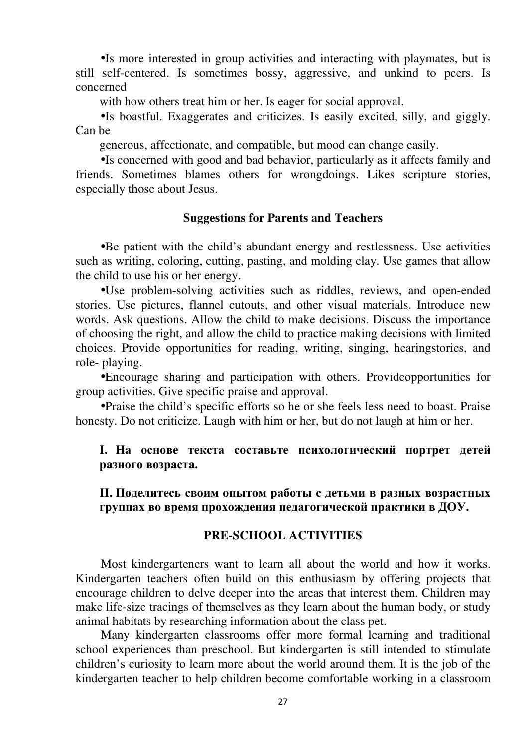- Is more interested in group activities and interacting with playmates, but is still self-centered. Is sometimes bossy, aggressive, and unkind to peers. Is concerned with how others treat him or her. Is eager for social approval.
- Is boastful. Exaggerates and criticizes. Is easily excited, silly, and giggly. Can be generous, affectionate, and compatible, but mood can change easily.
- Is concerned with good and bad behavior, particularly as it affects family and friends. Sometimes blames others for wrongdoings. Likes scripture stories, especially those about Jesus.

**Suggestions for Parents and Teachers**

- Be patient with the child's abundant energy and restlessness. Use activities such as writing, coloring, cutting, pasting, and molding clay. Use games that allow the child to use his or her energy.
- Use problem-solving activities such as riddles, reviews, and open-ended stories. Use pictures, flannel cutouts, and other visual materials. Introduce new words. Ask questions. Allow the child to make decisions. Discuss the importance of choosing the right, and allow the child to practice making decisions with limited choices. Provide opportunities for reading, writing, singing, hearingstories, and role- playing.
- Encourage sharing and participation with others. Provideopportunities for group activities. Give specific praise and approval.
- Praise the child's specific efforts so he or she feels less need to boast. Praise honesty. Do not criticize. Laugh with him or her, but do not laugh at him or her.

**I. На основе текста составьте психологический портрет детей разного возраста.**

**II. Поделитесь своим опытом работы с детьми в разных возрастных группах во время прохождения педагогической практики в ДОУ.**

## PRE-SCHOOL ACTIVITIES

Most kindergarteners want to learn all about the world and how it works. Kindergarten teachers often build on this enthusiasm by offering projects that encourage children to delve deeper into the areas that interest them. Children may make life-size tracings of themselves as they learn about the human body, or study animal habitats by researching information about the class pet.

Many kindergarten classrooms offer more formal learning and traditional school experiences than preschool. But kindergarten is still intended to stimulate children's curiosity to learn more about the world around them. It is the job of the kindergarten teacher to help children become comfortable working in a classroom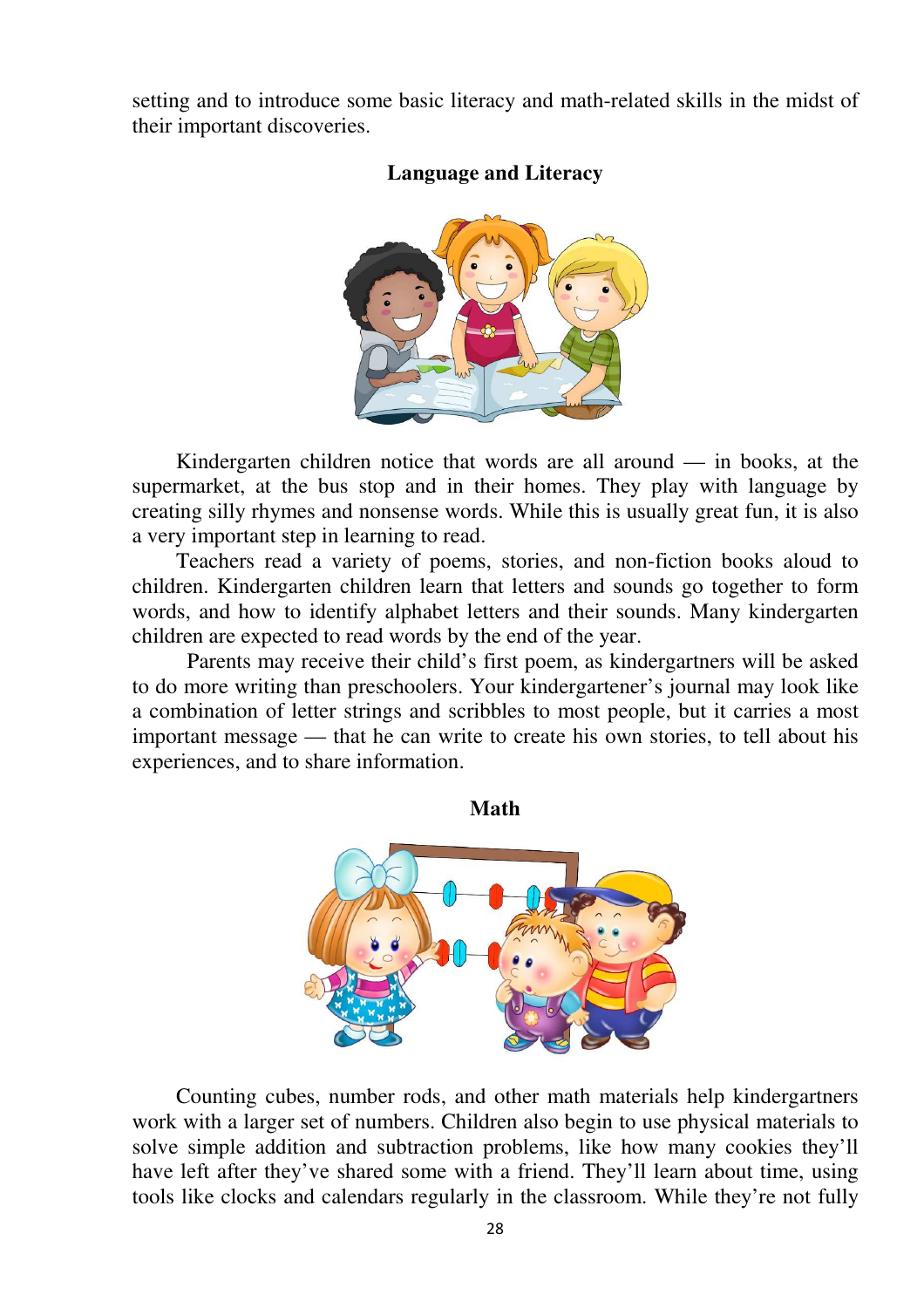setting and to introduce some basic literacy and math-related skills in the midst of their important discoveries.

## Language and Literacy

Kindergarten children notice that words are all around — in books, at the supermarket, at the bus stop and in their homes. They play with language by creating silly rhymes and nonsense words. While this is usually great fun, it is also a very important step in learning to read.

Teachers read a variety of poems, stories, and non-fiction books aloud to children. Kindergarten children learn that letters and sounds go together to form words, and how to identify alphabet letters and their sounds. Many kindergarten children are expected to read words by the end of the year.

Parents may receive their child's first poem, as kindergartners will be asked to do more writing than preschoolers. Your kindergartener's journal may look like a combination of letter strings and scribbles to most people, but it carries a most important message — that he can write to create his own stories, to tell about his experiences, and to share information.

## Math

Counting cubes, number rods, and other math materials help kindergartners work with a larger set of numbers. Children also begin to use physical materials to solve simple addition and subtraction problems, like how many cookies they'll have left after they've shared some with a friend. They'll learn about time, using tools like clocks and calendars regularly in the classroom. While they're not fully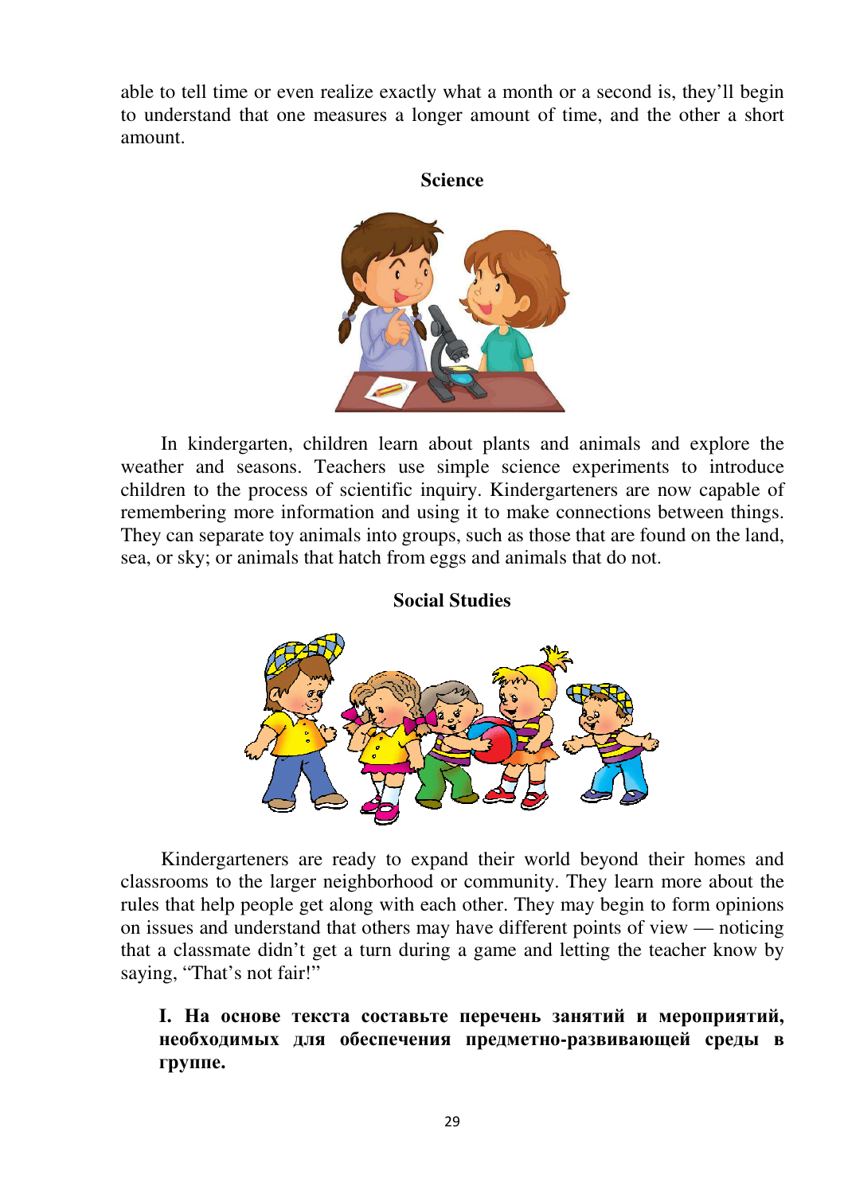able to tell time or even realize exactly what a month or a second is, they'll begin to understand that one measures a longer amount of time, and the other a short amount.

### Science

In kindergarten, children learn about plants and animals and explore the weather and seasons. Teachers use simple science experiments to introduce children to the process of scientific inquiry. Kindergarteners are now capable of remembering more information and using it to make connections between things. They can separate toy animals into groups, such as those that are found on the land, sea, or sky; or animals that hatch from eggs and animals that do not.

### Social Studies

Kindergarteners are ready to expand their world beyond their homes and classrooms to the larger neighborhood or community. They learn more about the rules that help people get along with each other. They may begin to form opinions on issues and understand that others may have different points of view — noticing that a classmate didn't get a turn during a game and letting the teacher know by saying, "That's not fair!"

**I. На основе текста составьте перечень занятий и мероприятий, необходимых для обеспечения предметно-развивающей среды в группе.**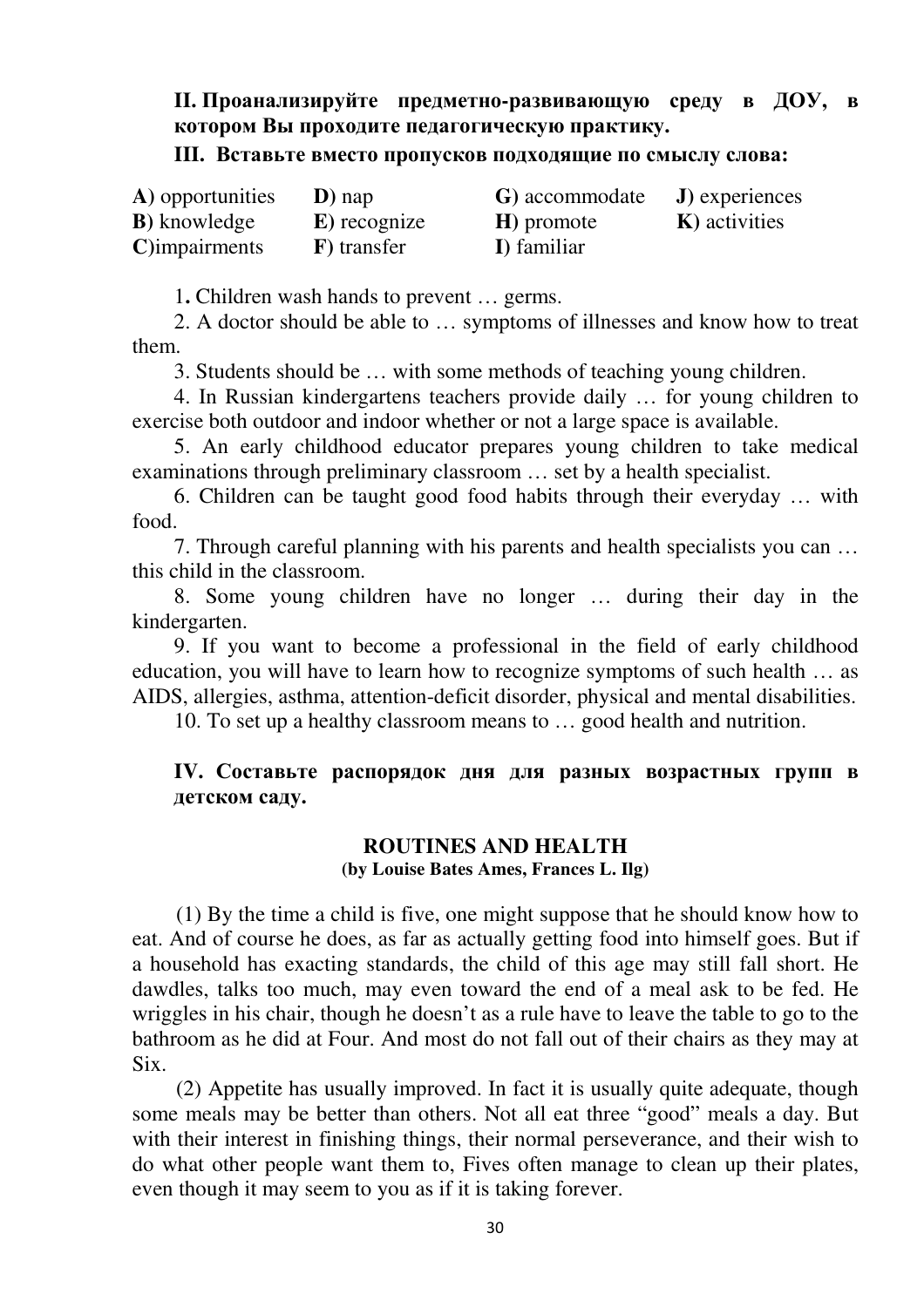**II. Проанализируйте предметно-развивающую среду в ДОУ, в котором Вы проходите педагогическую практику.**

**III. Вставьте вместо пропусков подходящие по смыслу слова:**

| | | | |
|---|---|---|---|
| **A)** opportunities | **D)** nap | **G)** accommodate | **J)** experiences |
| **B)** knowledge | **E)** recognize | **H)** promote | **K)** activities |
| **C)**impairments | **F)** transfer | **I)** familiar | |

1. Children wash hands to prevent … germs.

2. A doctor should be able to … symptoms of illnesses and know how to treat them.

3. Students should be … with some methods of teaching young children.

4. In Russian kindergartens teachers provide daily … for young children to exercise both outdoor and indoor whether or not a large space is available.

5. An early childhood educator prepares young children to take medical examinations through preliminary classroom … set by a health specialist.

6. Children can be taught good food habits through their everyday … with food.

7. Through careful planning with his parents and health specialists you can … this child in the classroom.

8. Some young children have no longer … during their day in the kindergarten.

9. If you want to become a professional in the field of early childhood education, you will have to learn how to recognize symptoms of such health … as AIDS, allergies, asthma, attention-deficit disorder, physical and mental disabilities.

10. To set up a healthy classroom means to … good health and nutrition.

**IV. Составьте распорядок дня для разных возрастных групп в детском саду.**

## ROUTINES AND HEALTH
**(by Louise Bates Ames, Frances L. Ilg)**

(1) By the time a child is five, one might suppose that he should know how to eat. And of course he does, as far as actually getting food into himself goes. But if a household has exacting standards, the child of this age may still fall short. He dawdles, talks too much, may even toward the end of a meal ask to be fed. He wriggles in his chair, though he doesn't as a rule have to leave the table to go to the bathroom as he did at Four. And most do not fall out of their chairs as they may at Six.

(2) Appetite has usually improved. In fact it is usually quite adequate, though some meals may be better than others. Not all eat three "good" meals a day. But with their interest in finishing things, their normal perseverance, and their wish to do what other people want them to, Fives often manage to clean up their plates, even though it may seem to you as if it is taking forever.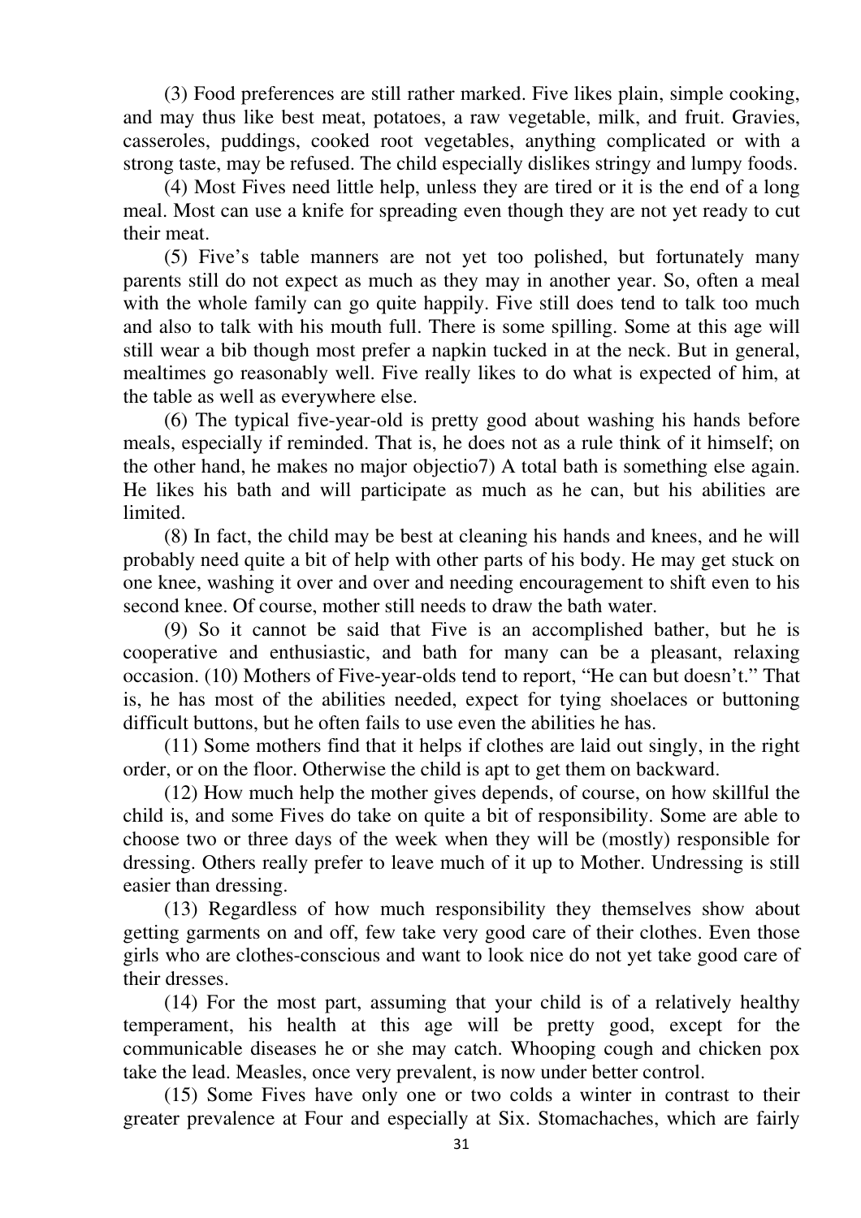(3) Food preferences are still rather marked. Five likes plain, simple cooking, and may thus like best meat, potatoes, a raw vegetable, milk, and fruit. Gravies, casseroles, puddings, cooked root vegetables, anything complicated or with a strong taste, may be refused. The child especially dislikes stringy and lumpy foods.

(4) Most Fives need little help, unless they are tired or it is the end of a long meal. Most can use a knife for spreading even though they are not yet ready to cut their meat.

(5) Five's table manners are not yet too polished, but fortunately many parents still do not expect as much as they may in another year. So, often a meal with the whole family can go quite happily. Five still does tend to talk too much and also to talk with his mouth full. There is some spilling. Some at this age will still wear a bib though most prefer a napkin tucked in at the neck. But in general, mealtimes go reasonably well. Five really likes to do what is expected of him, at the table as well as everywhere else.

(6) The typical five-year-old is pretty good about washing his hands before meals, especially if reminded. That is, he does not as a rule think of it himself; on the other hand, he makes no major objectio7) A total bath is something else again. He likes his bath and will participate as much as he can, but his abilities are limited.

(8) In fact, the child may be best at cleaning his hands and knees, and he will probably need quite a bit of help with other parts of his body. He may get stuck on one knee, washing it over and over and needing encouragement to shift even to his second knee. Of course, mother still needs to draw the bath water.

(9) So it cannot be said that Five is an accomplished bather, but he is cooperative and enthusiastic, and bath for many can be a pleasant, relaxing occasion. (10) Mothers of Five-year-olds tend to report, "He can but doesn't." That is, he has most of the abilities needed, expect for tying shoelaces or buttoning difficult buttons, but he often fails to use even the abilities he has.

(11) Some mothers find that it helps if clothes are laid out singly, in the right order, or on the floor. Otherwise the child is apt to get them on backward.

(12) How much help the mother gives depends, of course, on how skillful the child is, and some Fives do take on quite a bit of responsibility. Some are able to choose two or three days of the week when they will be (mostly) responsible for dressing. Others really prefer to leave much of it up to Mother. Undressing is still easier than dressing.

(13) Regardless of how much responsibility they themselves show about getting garments on and off, few take very good care of their clothes. Even those girls who are clothes-conscious and want to look nice do not yet take good care of their dresses.

(14) For the most part, assuming that your child is of a relatively healthy temperament, his health at this age will be pretty good, except for the communicable diseases he or she may catch. Whooping cough and chicken pox take the lead. Measles, once very prevalent, is now under better control.

(15) Some Fives have only one or two colds a winter in contrast to their greater prevalence at Four and especially at Six. Stomachaches, which are fairly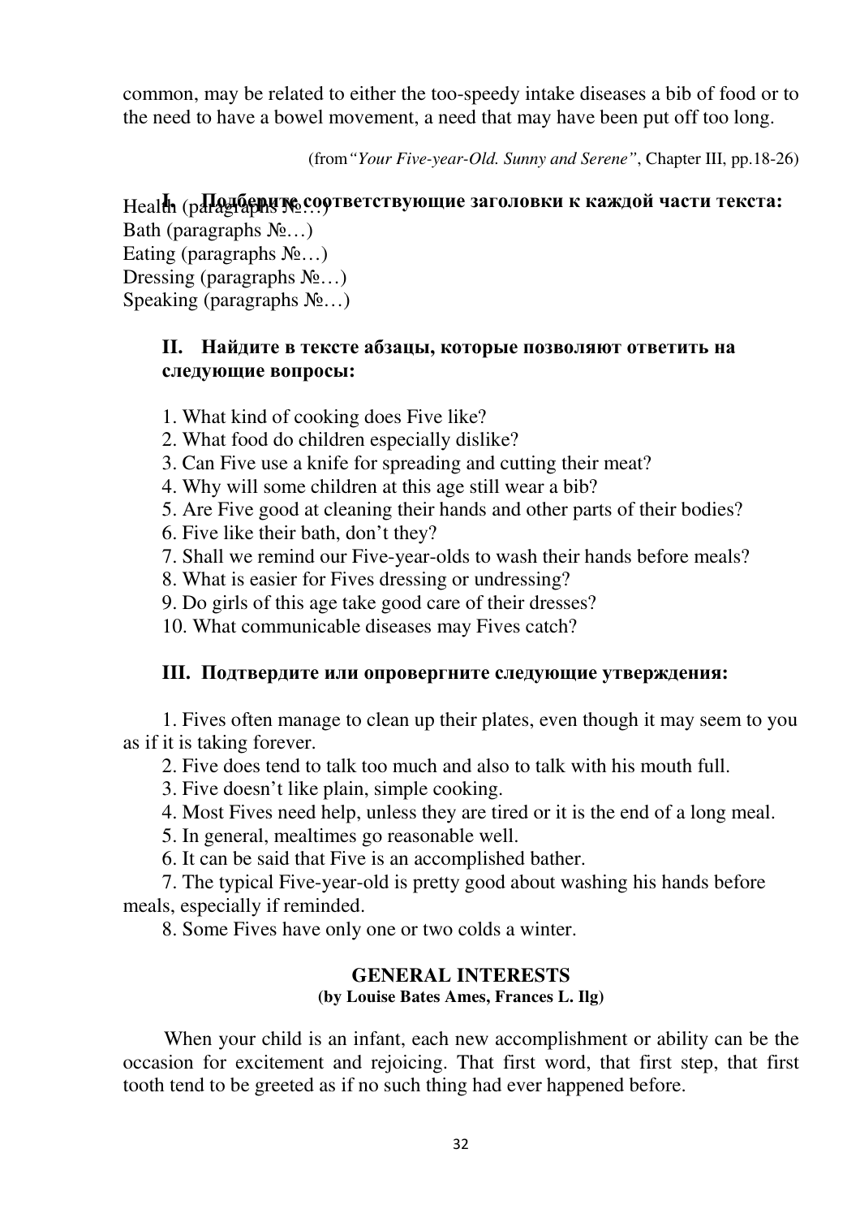common, may be related to either the too-speedy intake diseases a bib of food or to the need to have a bowel movement, a need that may have been put off too long.

(from *"Your Five-year-Old. Sunny and Serene"*, Chapter III, pp.18-26)

**I. Подберите соответствующие заголовки к каждой части текста:**

Health (paragraphs №…)
Bath (paragraphs №…)
Eating (paragraphs №…)
Dressing (paragraphs №…)
Speaking (paragraphs №…)

**II. Найдите в тексте абзацы, которые позволяют ответить на следующие вопросы:**

1. What kind of cooking does Five like?
2. What food do children especially dislike?
3. Can Five use a knife for spreading and cutting their meat?
4. Why will some children at this age still wear a bib?
5. Are Five good at cleaning their hands and other parts of their bodies?
6. Five like their bath, don't they?
7. Shall we remind our Five-year-olds to wash their hands before meals?
8. What is easier for Fives dressing or undressing?
9. Do girls of this age take good care of their dresses?
10. What communicable diseases may Fives catch?

**III. Подтвердите или опровергните следующие утверждения:**

1. Fives often manage to clean up their plates, even though it may seem to you as if it is taking forever.
2. Five does tend to talk too much and also to talk with his mouth full.
3. Five doesn't like plain, simple cooking.
4. Most Fives need help, unless they are tired or it is the end of a long meal.
5. In general, mealtimes go reasonable well.
6. It can be said that Five is an accomplished bather.
7. The typical Five-year-old is pretty good about washing his hands before meals, especially if reminded.
8. Some Fives have only one or two colds a winter.

## GENERAL INTERESTS

**(by Louise Bates Ames, Frances L. Ilg)**

When your child is an infant, each new accomplishment or ability can be the occasion for excitement and rejoicing. That first word, that first step, that first tooth tend to be greeted as if no such thing had ever happened before.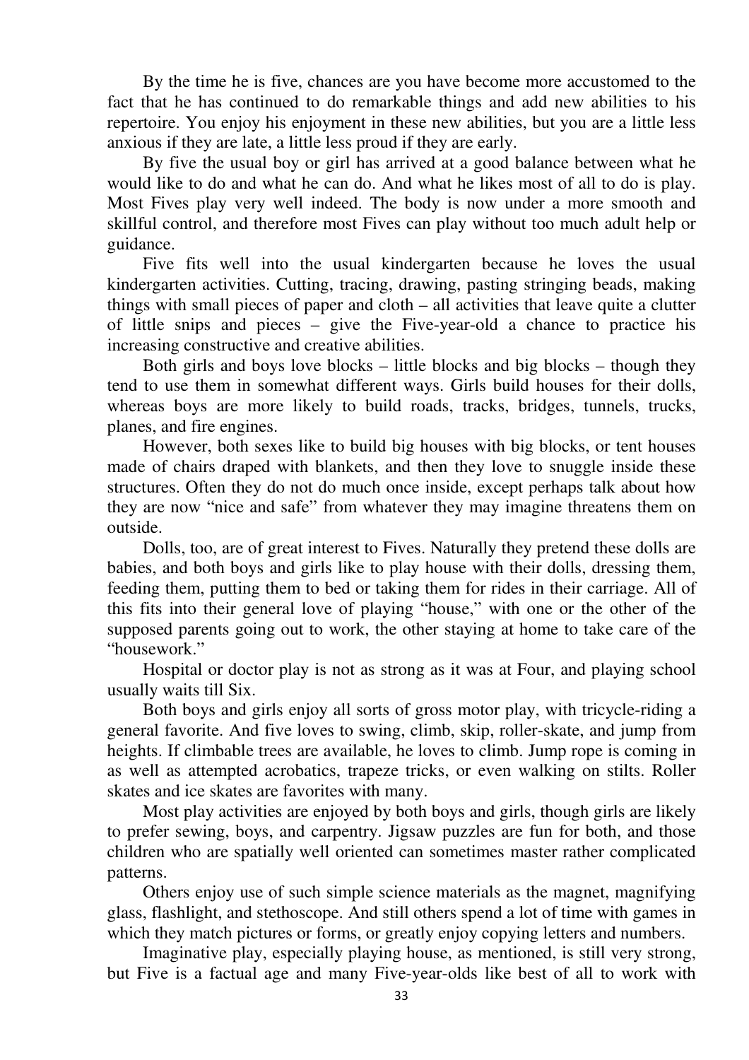By the time he is five, chances are you have become more accustomed to the fact that he has continued to do remarkable things and add new abilities to his repertoire. You enjoy his enjoyment in these new abilities, but you are a little less anxious if they are late, a little less proud if they are early.

By five the usual boy or girl has arrived at a good balance between what he would like to do and what he can do. And what he likes most of all to do is play. Most Fives play very well indeed. The body is now under a more smooth and skillful control, and therefore most Fives can play without too much adult help or guidance.

Five fits well into the usual kindergarten because he loves the usual kindergarten activities. Cutting, tracing, drawing, pasting stringing beads, making things with small pieces of paper and cloth – all activities that leave quite a clutter of little snips and pieces – give the Five-year-old a chance to practice his increasing constructive and creative abilities.

Both girls and boys love blocks – little blocks and big blocks – though they tend to use them in somewhat different ways. Girls build houses for their dolls, whereas boys are more likely to build roads, tracks, bridges, tunnels, trucks, planes, and fire engines.

However, both sexes like to build big houses with big blocks, or tent houses made of chairs draped with blankets, and then they love to snuggle inside these structures. Often they do not do much once inside, except perhaps talk about how they are now "nice and safe" from whatever they may imagine threatens them on outside.

Dolls, too, are of great interest to Fives. Naturally they pretend these dolls are babies, and both boys and girls like to play house with their dolls, dressing them, feeding them, putting them to bed or taking them for rides in their carriage. All of this fits into their general love of playing "house," with one or the other of the supposed parents going out to work, the other staying at home to take care of the "housework."

Hospital or doctor play is not as strong as it was at Four, and playing school usually waits till Six.

Both boys and girls enjoy all sorts of gross motor play, with tricycle-riding a general favorite. And five loves to swing, climb, skip, roller-skate, and jump from heights. If climbable trees are available, he loves to climb. Jump rope is coming in as well as attempted acrobatics, trapeze tricks, or even walking on stilts. Roller skates and ice skates are favorites with many.

Most play activities are enjoyed by both boys and girls, though girls are likely to prefer sewing, boys, and carpentry. Jigsaw puzzles are fun for both, and those children who are spatially well oriented can sometimes master rather complicated patterns.

Others enjoy use of such simple science materials as the magnet, magnifying glass, flashlight, and stethoscope. And still others spend a lot of time with games in which they match pictures or forms, or greatly enjoy copying letters and numbers.

Imaginative play, especially playing house, as mentioned, is still very strong, but Five is a factual age and many Five-year-olds like best of all to work with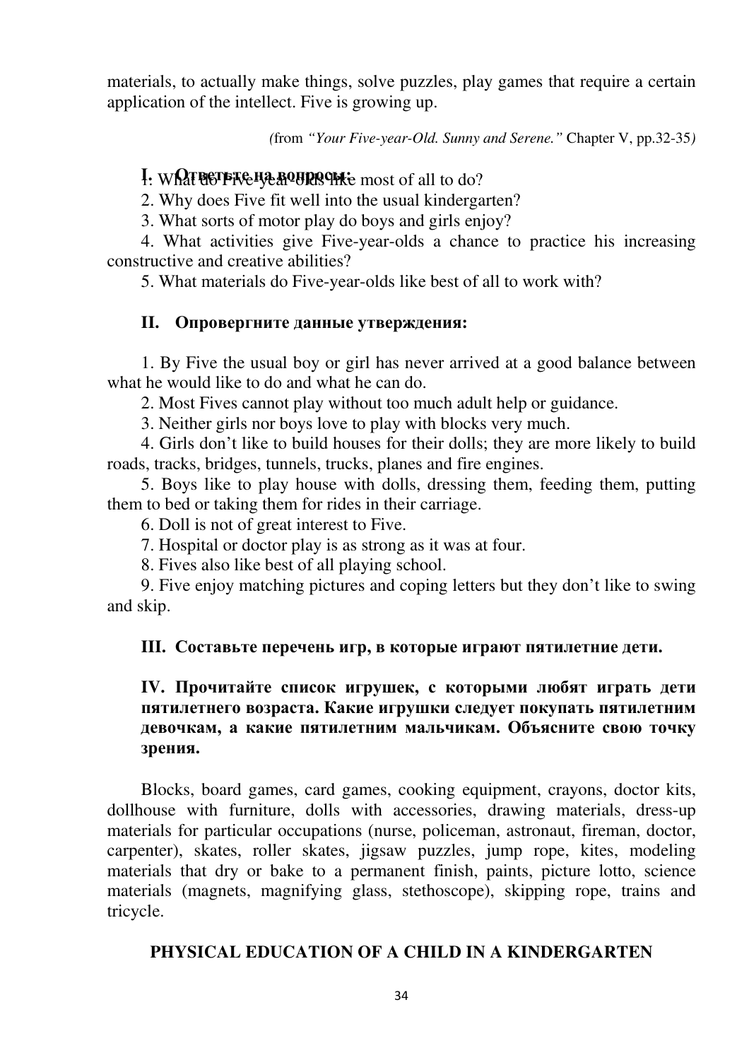materials, to actually make things, solve puzzles, play games that require a certain application of the intellect. Five is growing up.

*(from "Your Five-year-Old. Sunny and Serene."* Chapter V, pp.32-35*)*

### I. Ответьте на вопросы:

1. What do Five-year-olds like most of all to do?

2. Why does Five fit well into the usual kindergarten?

3. What sorts of motor play do boys and girls enjoy?

4. What activities give Five-year-olds a chance to practice his increasing constructive and creative abilities?

5. What materials do Five-year-olds like best of all to work with?

### II. Опровергните данные утверждения:

1. By Five the usual boy or girl has never arrived at a good balance between what he would like to do and what he can do.

2. Most Fives cannot play without too much adult help or guidance.

3. Neither girls nor boys love to play with blocks very much.

4. Girls don't like to build houses for their dolls; they are more likely to build roads, tracks, bridges, tunnels, trucks, planes and fire engines.

5. Boys like to play house with dolls, dressing them, feeding them, putting them to bed or taking them for rides in their carriage.

6. Doll is not of great interest to Five.

7. Hospital or doctor play is as strong as it was at four.

8. Fives also like best of all playing school.

9. Five enjoy matching pictures and coping letters but they don't like to swing and skip.

### III. Составьте перечень игр, в которые играют пятилетние дети.

### IV. Прочитайте список игрушек, с которыми любят играть дети пятилетнего возраста. Какие игрушки следует покупать пятилетним девочкам, а какие пятилетним мальчикам. Объясните свою точку зрения.

Blocks, board games, card games, cooking equipment, crayons, doctor kits, dollhouse with furniture, dolls with accessories, drawing materials, dress-up materials for particular occupations (nurse, policeman, astronaut, fireman, doctor, carpenter), skates, roller skates, jigsaw puzzles, jump rope, kites, modeling materials that dry or bake to a permanent finish, paints, picture lotto, science materials (magnets, magnifying glass, stethoscope), skipping rope, trains and tricycle.

## PHYSICAL EDUCATION OF A CHILD IN A KINDERGARTEN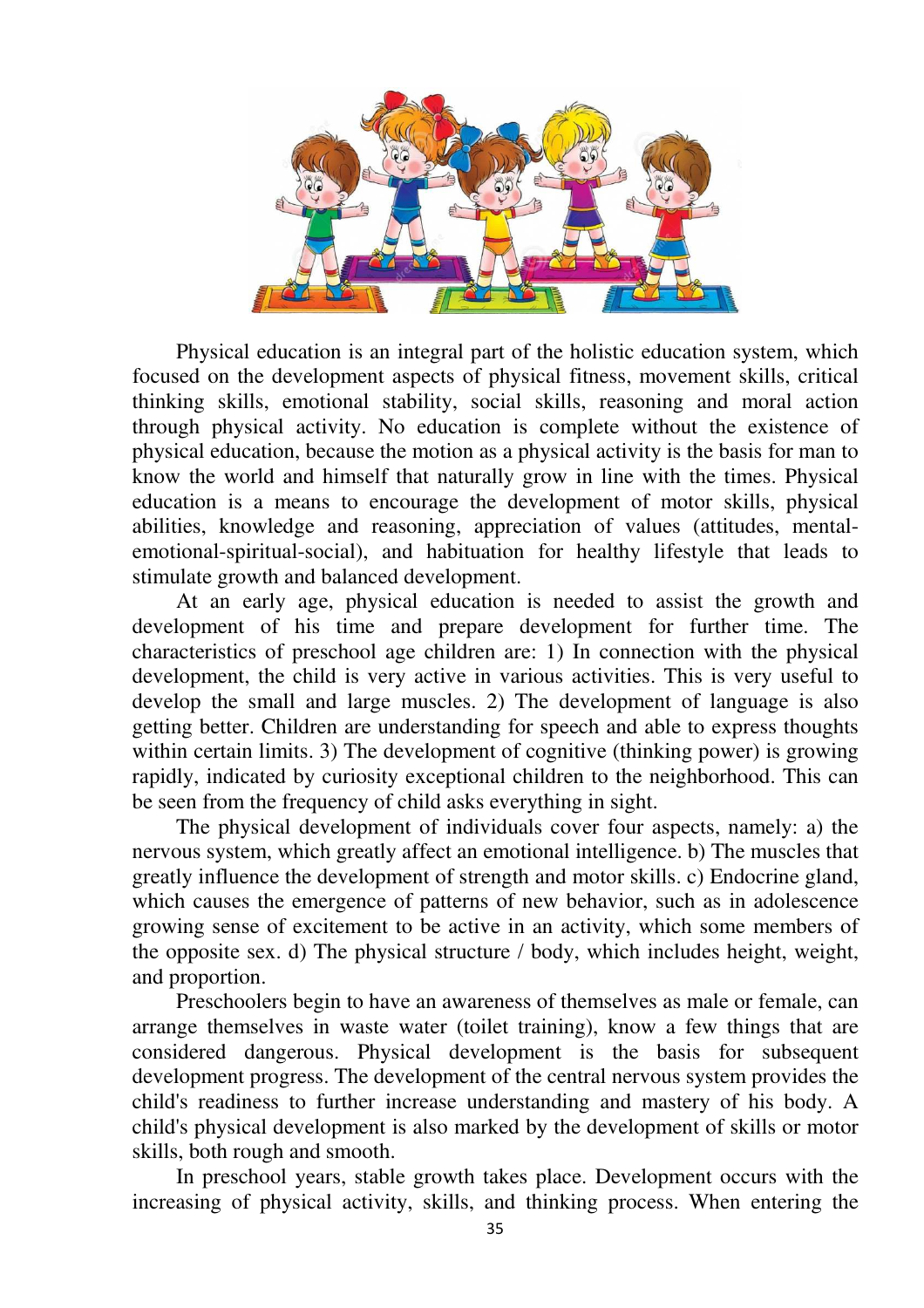Physical education is an integral part of the holistic education system, which focused on the development aspects of physical fitness, movement skills, critical thinking skills, emotional stability, social skills, reasoning and moral action through physical activity. No education is complete without the existence of physical education, because the motion as a physical activity is the basis for man to know the world and himself that naturally grow in line with the times. Physical education is a means to encourage the development of motor skills, physical abilities, knowledge and reasoning, appreciation of values (attitudes, mental-emotional-spiritual-social), and habituation for healthy lifestyle that leads to stimulate growth and balanced development.

At an early age, physical education is needed to assist the growth and development of his time and prepare development for further time. The characteristics of preschool age children are: 1) In connection with the physical development, the child is very active in various activities. This is very useful to develop the small and large muscles. 2) The development of language is also getting better. Children are understanding for speech and able to express thoughts within certain limits. 3) The development of cognitive (thinking power) is growing rapidly, indicated by curiosity exceptional children to the neighborhood. This can be seen from the frequency of child asks everything in sight.

The physical development of individuals cover four aspects, namely: a) the nervous system, which greatly affect an emotional intelligence. b) The muscles that greatly influence the development of strength and motor skills. c) Endocrine gland, which causes the emergence of patterns of new behavior, such as in adolescence growing sense of excitement to be active in an activity, which some members of the opposite sex. d) The physical structure / body, which includes height, weight, and proportion.

Preschoolers begin to have an awareness of themselves as male or female, can arrange themselves in waste water (toilet training), know a few things that are considered dangerous. Physical development is the basis for subsequent development progress. The development of the central nervous system provides the child's readiness to further increase understanding and mastery of his body. A child's physical development is also marked by the development of skills or motor skills, both rough and smooth.

In preschool years, stable growth takes place. Development occurs with the increasing of physical activity, skills, and thinking process. When entering the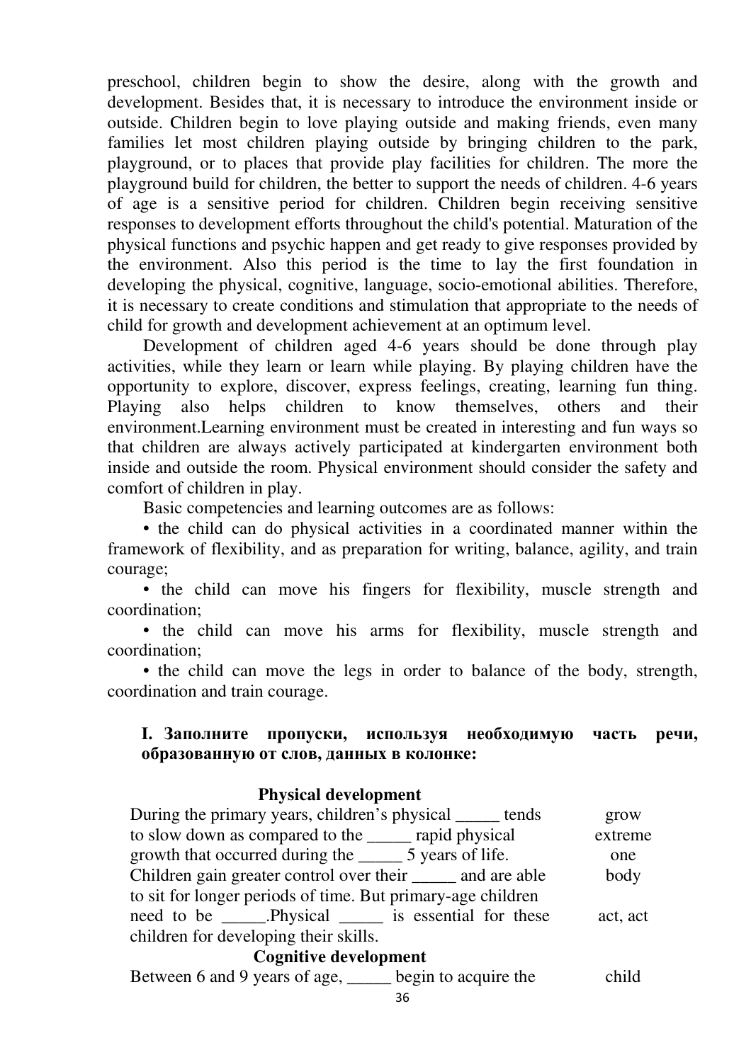preschool, children begin to show the desire, along with the growth and development. Besides that, it is necessary to introduce the environment inside or outside. Children begin to love playing outside and making friends, even many families let most children playing outside by bringing children to the park, playground, or to places that provide play facilities for children. The more the playground build for children, the better to support the needs of children. 4-6 years of age is a sensitive period for children. Children begin receiving sensitive responses to development efforts throughout the child's potential. Maturation of the physical functions and psychic happen and get ready to give responses provided by the environment. Also this period is the time to lay the first foundation in developing the physical, cognitive, language, socio-emotional abilities. Therefore, it is necessary to create conditions and stimulation that appropriate to the needs of child for growth and development achievement at an optimum level.

Development of children aged 4-6 years should be done through play activities, while they learn or learn while playing. By playing children have the opportunity to explore, discover, express feelings, creating, learning fun thing. Playing also helps children to know themselves, others and their environment.Learning environment must be created in interesting and fun ways so that children are always actively participated at kindergarten environment both inside and outside the room. Physical environment should consider the safety and comfort of children in play.

Basic competencies and learning outcomes are as follows:

- the child can do physical activities in a coordinated manner within the framework of flexibility, and as preparation for writing, balance, agility, and train courage;
- the child can move his fingers for flexibility, muscle strength and coordination;
- the child can move his arms for flexibility, muscle strength and coordination;
- the child can move the legs in order to balance of the body, strength, coordination and train courage.

**I. Заполните пропуски, используя необходимую часть речи, образованную от слов, данных в колонке:**

**Physical development**

| | |
|---|---|
| During the primary years, children's physical _____ tends | grow |
| to slow down as compared to the _____ rapid physical | extreme |
| growth that occurred during the _____ 5 years of life. | one |
| Children gain greater control over their _____ and are able | body |
| to sit for longer periods of time. But primary-age children | |
| need to be _____.Physical _____ is essential for these | act, act |
| children for developing their skills. | |

**Cognitive development**

| | |
|---|---|
| Between 6 and 9 years of age, _____ begin to acquire the | child |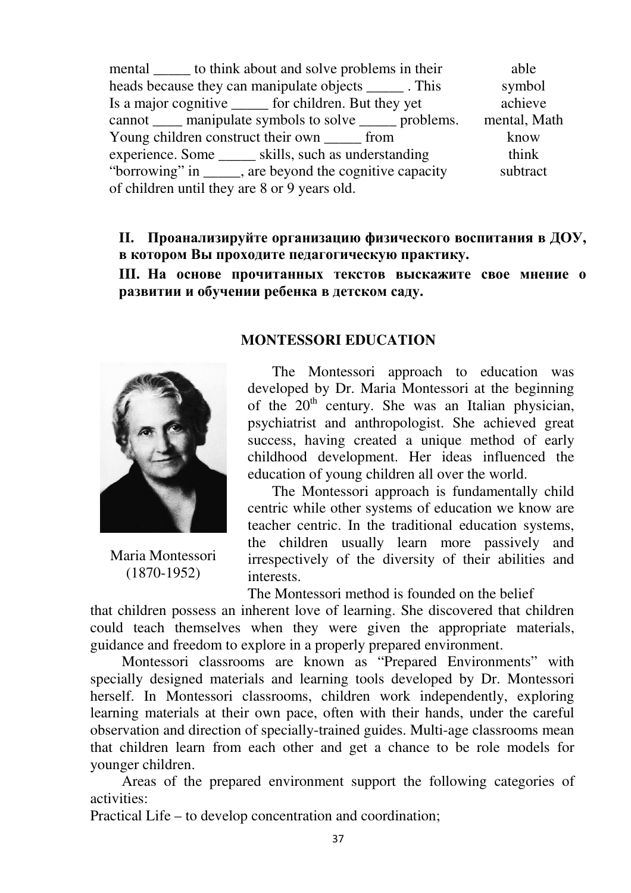| | |
|---|---|
| mental _____ to think about and solve problems in their | able |
| heads because they can manipulate objects _____ . This | symbol |
| Is a major cognitive _____ for children. But they yet | achieve |
| cannot ____ manipulate symbols to solve _____ problems. | mental, Math |
| Young children construct their own _____ from | know |
| experience. Some _____ skills, such as understanding | think |
| "borrowing" in _____, are beyond the cognitive capacity | subtract |
| of children until they are 8 or 9 years old. | |

**II. Проанализируйте организацию физического воспитания в ДОУ, в котором Вы проходите педагогическую практику.**

**III. На основе прочитанных текстов выскажите свое мнение о развитии и обучении ребенка в детском саду.**

## MONTESSORI EDUCATION

Maria Montessori (1870-1952)

The Montessori approach to education was developed by Dr. Maria Montessori at the beginning of the 20th century. She was an Italian physician, psychiatrist and anthropologist. She achieved great success, having created a unique method of early childhood development. Her ideas influenced the education of young children all over the world.

The Montessori approach is fundamentally child centric while other systems of education we know are teacher centric. In the traditional education systems, the children usually learn more passively and irrespectively of the diversity of their abilities and interests.

The Montessori method is founded on the belief that children possess an inherent love of learning. She discovered that children could teach themselves when they were given the appropriate materials, guidance and freedom to explore in a properly prepared environment.

Montessori classrooms are known as "Prepared Environments" with specially designed materials and learning tools developed by Dr. Montessori herself. In Montessori classrooms, children work independently, exploring learning materials at their own pace, often with their hands, under the careful observation and direction of specially-trained guides. Multi-age classrooms mean that children learn from each other and get a chance to be role models for younger children.

Areas of the prepared environment support the following categories of activities:

Practical Life – to develop concentration and coordination;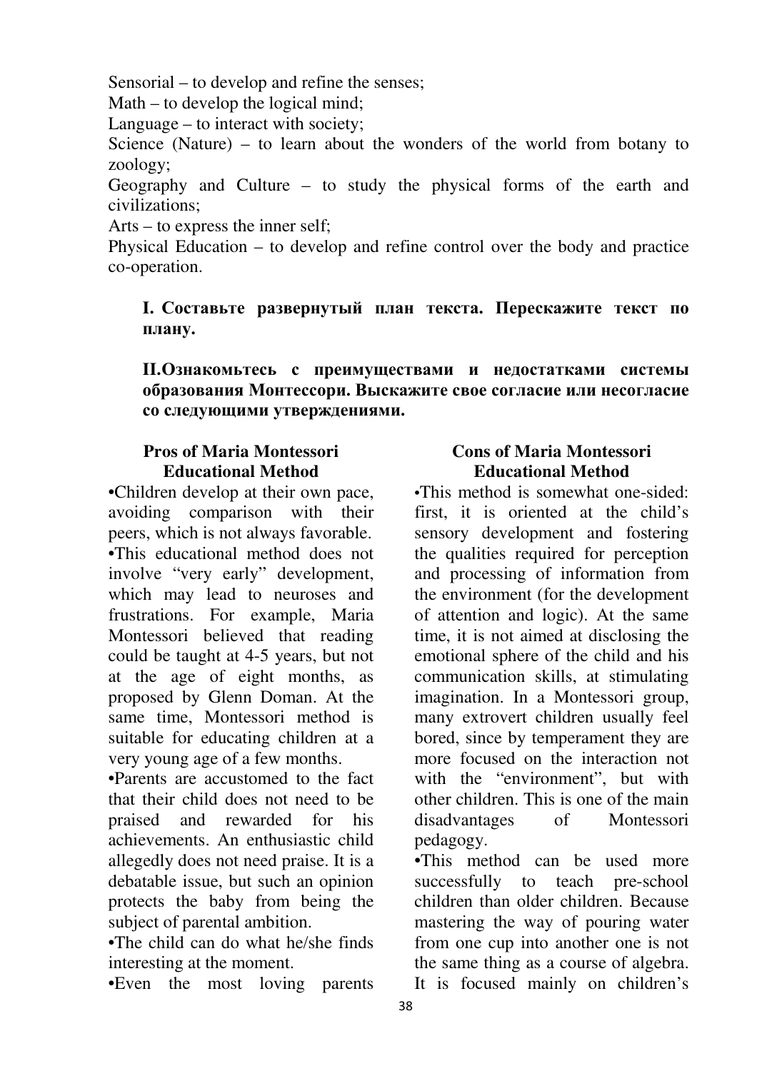Sensorial – to develop and refine the senses;

Math – to develop the logical mind;

Language – to interact with society;

Science (Nature) – to learn about the wonders of the world from botany to zoology;

Geography and Culture – to study the physical forms of the earth and civilizations;

Arts – to express the inner self;

Physical Education – to develop and refine control over the body and practice co-operation.

**I. Составьте развернутый план текста. Перескажите текст по плану.**

**II.Ознакомьтесь с преимуществами и недостатками системы образования Монтессори. Выскажите свое согласие или несогласие со следующими утверждениями.**

### Pros of Maria Montessori Educational Method

•Children develop at their own pace, avoiding comparison with their peers, which is not always favorable.

•This educational method does not involve "very early" development, which may lead to neuroses and frustrations. For example, Maria Montessori believed that reading could be taught at 4-5 years, but not at the age of eight months, as proposed by Glenn Doman. At the same time, Montessori method is suitable for educating children at a very young age of a few months.

•Parents are accustomed to the fact that their child does not need to be praised and rewarded for his achievements. An enthusiastic child allegedly does not need praise. It is a debatable issue, but such an opinion protects the baby from being the subject of parental ambition.

•The child can do what he/she finds interesting at the moment.

•Even the most loving parents

### Cons of Maria Montessori Educational Method

•This method is somewhat one-sided: first, it is oriented at the child's sensory development and fostering the qualities required for perception and processing of information from the environment (for the development of attention and logic). At the same time, it is not aimed at disclosing the emotional sphere of the child and his communication skills, at stimulating imagination. In a Montessori group, many extrovert children usually feel bored, since by temperament they are more focused on the interaction not with the "environment", but with other children. This is one of the main disadvantages of Montessori pedagogy.

•This method can be used more successfully to teach pre-school children than older children. Because mastering the way of pouring water from one cup into another one is not the same thing as a course of algebra. It is focused mainly on children's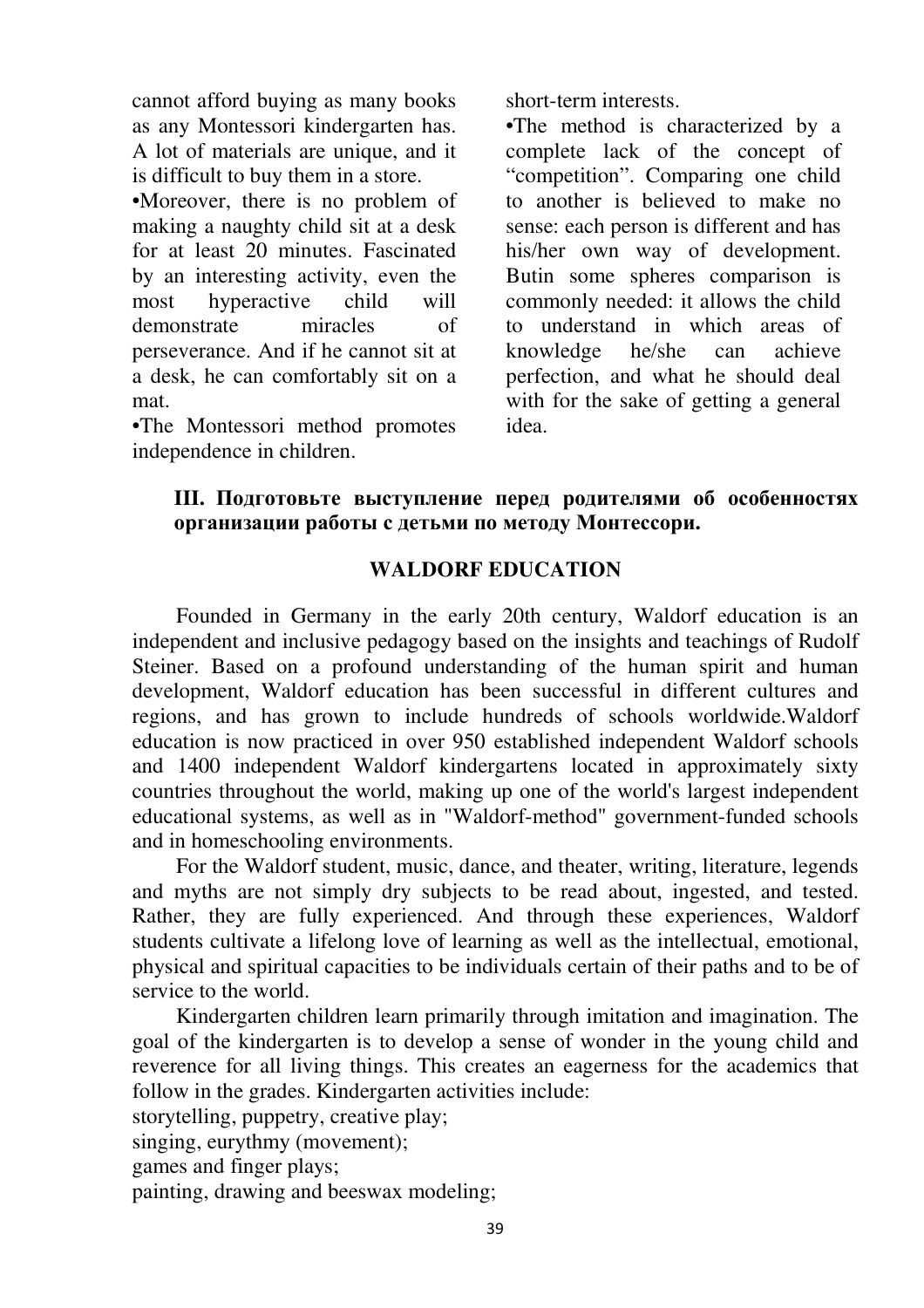cannot afford buying as many books as any Montessori kindergarten has. A lot of materials are unique, and it is difficult to buy them in a store.

•Moreover, there is no problem of making a naughty child sit at a desk for at least 20 minutes. Fascinated by an interesting activity, even the most hyperactive child will demonstrate miracles of perseverance. And if he cannot sit at a desk, he can comfortably sit on a mat.

•The Montessori method promotes independence in children.

short-term interests.

•The method is characterized by a complete lack of the concept of "competition". Comparing one child to another is believed to make no sense: each person is different and has his/her own way of development. Butin some spheres comparison is commonly needed: it allows the child to understand in which areas of knowledge he/she can achieve perfection, and what he should deal with for the sake of getting a general idea.

**III. Подготовьте выступление перед родителями об особенностях организации работы с детьми по методу Монтессори.**

## WALDORF EDUCATION

Founded in Germany in the early 20th century, Waldorf education is an independent and inclusive pedagogy based on the insights and teachings of Rudolf Steiner. Based on a profound understanding of the human spirit and human development, Waldorf education has been successful in different cultures and regions, and has grown to include hundreds of schools worldwide.Waldorf education is now practiced in over 950 established independent Waldorf schools and 1400 independent Waldorf kindergartens located in approximately sixty countries throughout the world, making up one of the world's largest independent educational systems, as well as in "Waldorf-method" government-funded schools and in homeschooling environments.

For the Waldorf student, music, dance, and theater, writing, literature, legends and myths are not simply dry subjects to be read about, ingested, and tested. Rather, they are fully experienced. And through these experiences, Waldorf students cultivate a lifelong love of learning as well as the intellectual, emotional, physical and spiritual capacities to be individuals certain of their paths and to be of service to the world.

Kindergarten children learn primarily through imitation and imagination. The goal of the kindergarten is to develop a sense of wonder in the young child and reverence for all living things. This creates an eagerness for the academics that follow in the grades. Kindergarten activities include:

storytelling, puppetry, creative play;

singing, eurythmy (movement);

games and finger plays;

painting, drawing and beeswax modeling;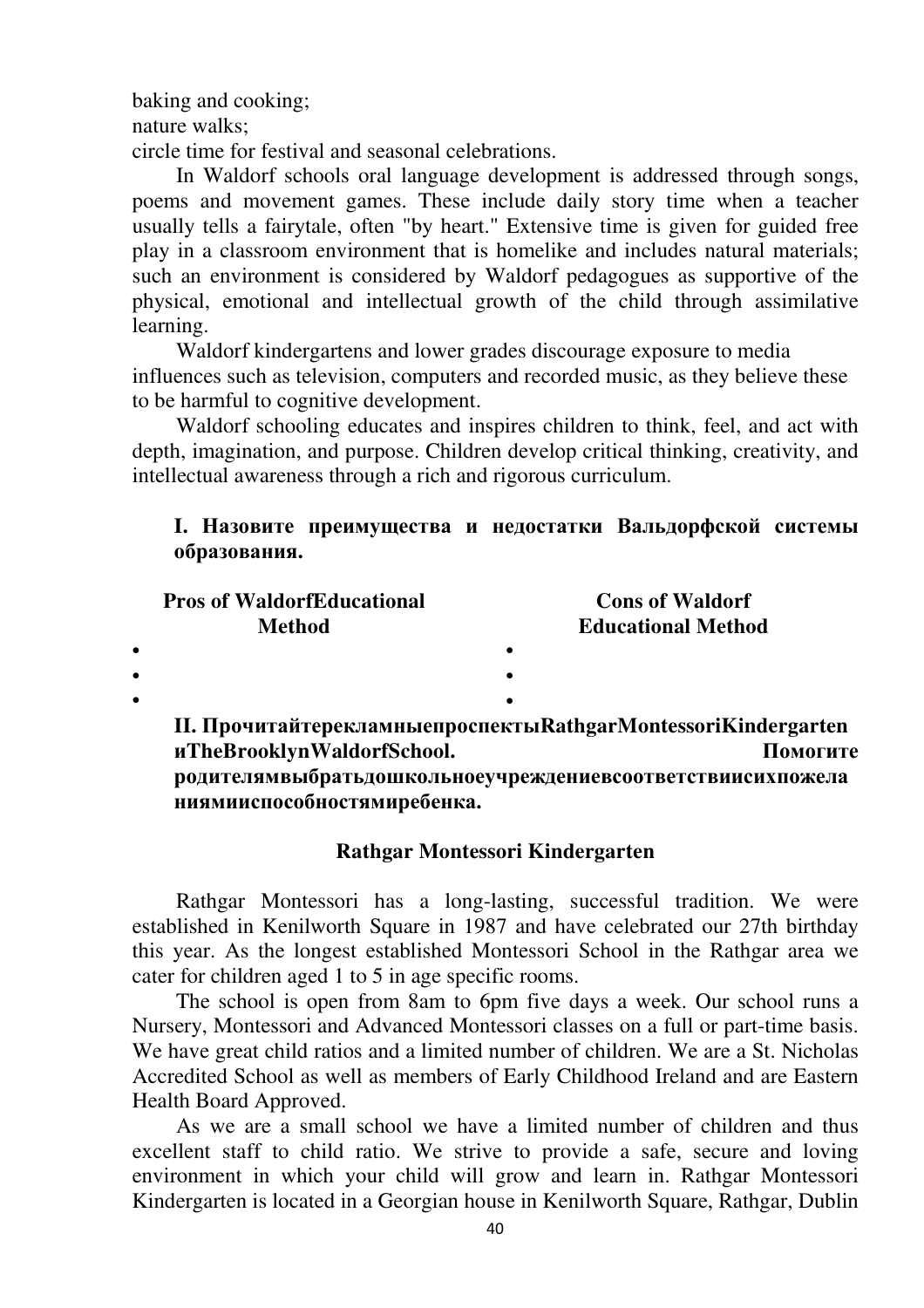baking and cooking;
nature walks;
circle time for festival and seasonal celebrations.

In Waldorf schools oral language development is addressed through songs, poems and movement games. These include daily story time when a teacher usually tells a fairytale, often "by heart." Extensive time is given for guided free play in a classroom environment that is homelike and includes natural materials; such an environment is considered by Waldorf pedagogues as supportive of the physical, emotional and intellectual growth of the child through assimilative learning.

Waldorf kindergartens and lower grades discourage exposure to media influences such as television, computers and recorded music, as they believe these to be harmful to cognitive development.

Waldorf schooling educates and inspires children to think, feel, and act with depth, imagination, and purpose. Children develop critical thinking, creativity, and intellectual awareness through a rich and rigorous curriculum.

**I. Назовите преимущества и недостатки Вальдорфской системы образования.**

| Pros of WaldorfEducational Method | Cons of Waldorf Educational Method |
|---|---|
| • | • |
| • | • |
| • | • |

**II. ПрочитайтерекламныепроспектыRathgarMontessoriKindergarten иTheBrooklynWaldorfSchool. Помогите родителямвыбратьдошкольноеучреждениевсоответствиисихпожелан иямииспособностямиребенка.**

**Rathgar Montessori Kindergarten**

Rathgar Montessori has a long-lasting, successful tradition. We were established in Kenilworth Square in 1987 and have celebrated our 27th birthday this year. As the longest established Montessori School in the Rathgar area we cater for children aged 1 to 5 in age specific rooms.

The school is open from 8am to 6pm five days a week. Our school runs a Nursery, Montessori and Advanced Montessori classes on a full or part-time basis. We have great child ratios and a limited number of children. We are a St. Nicholas Accredited School as well as members of Early Childhood Ireland and are Eastern Health Board Approved.

As we are a small school we have a limited number of children and thus excellent staff to child ratio. We strive to provide a safe, secure and loving environment in which your child will grow and learn in. Rathgar Montessori Kindergarten is located in a Georgian house in Kenilworth Square, Rathgar, Dublin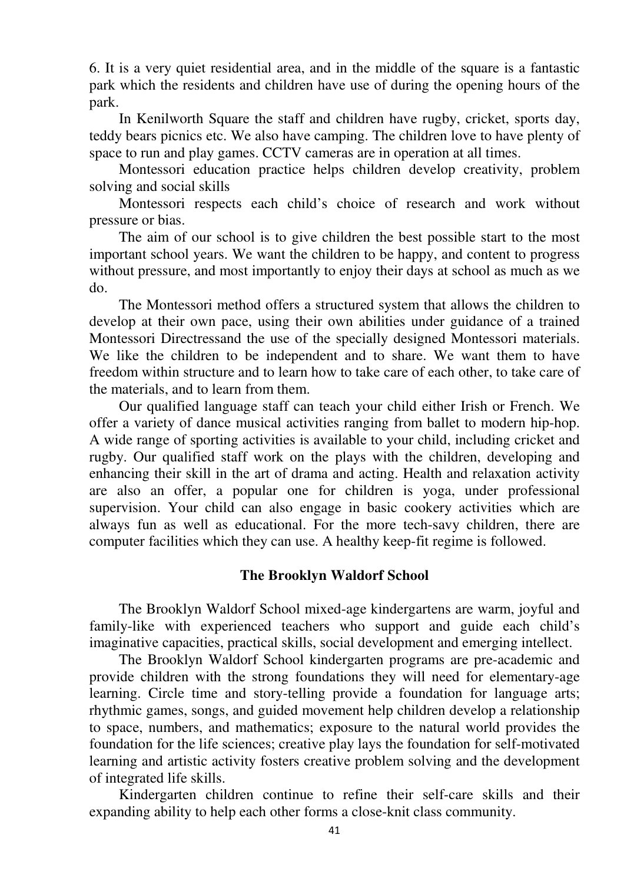6. It is a very quiet residential area, and in the middle of the square is a fantastic park which the residents and children have use of during the opening hours of the park.

In Kenilworth Square the staff and children have rugby, cricket, sports day, teddy bears picnics etc. We also have camping. The children love to have plenty of space to run and play games. CCTV cameras are in operation at all times.

Montessori education practice helps children develop creativity, problem solving and social skills

Montessori respects each child's choice of research and work without pressure or bias.

The aim of our school is to give children the best possible start to the most important school years. We want the children to be happy, and content to progress without pressure, and most importantly to enjoy their days at school as much as we do.

The Montessori method offers a structured system that allows the children to develop at their own pace, using their own abilities under guidance of a trained Montessori Directressand the use of the specially designed Montessori materials. We like the children to be independent and to share. We want them to have freedom within structure and to learn how to take care of each other, to take care of the materials, and to learn from them.

Our qualified language staff can teach your child either Irish or French. We offer a variety of dance musical activities ranging from ballet to modern hip-hop. A wide range of sporting activities is available to your child, including cricket and rugby. Our qualified staff work on the plays with the children, developing and enhancing their skill in the art of drama and acting. Health and relaxation activity are also an offer, a popular one for children is yoga, under professional supervision. Your child can also engage in basic cookery activities which are always fun as well as educational. For the more tech-savy children, there are computer facilities which they can use. A healthy keep-fit regime is followed.

## The Brooklyn Waldorf School

The Brooklyn Waldorf School mixed-age kindergartens are warm, joyful and family-like with experienced teachers who support and guide each child's imaginative capacities, practical skills, social development and emerging intellect.

The Brooklyn Waldorf School kindergarten programs are pre-academic and provide children with the strong foundations they will need for elementary-age learning. Circle time and story-telling provide a foundation for language arts; rhythmic games, songs, and guided movement help children develop a relationship to space, numbers, and mathematics; exposure to the natural world provides the foundation for the life sciences; creative play lays the foundation for self-motivated learning and artistic activity fosters creative problem solving and the development of integrated life skills.

Kindergarten children continue to refine their self-care skills and their expanding ability to help each other forms a close-knit class community.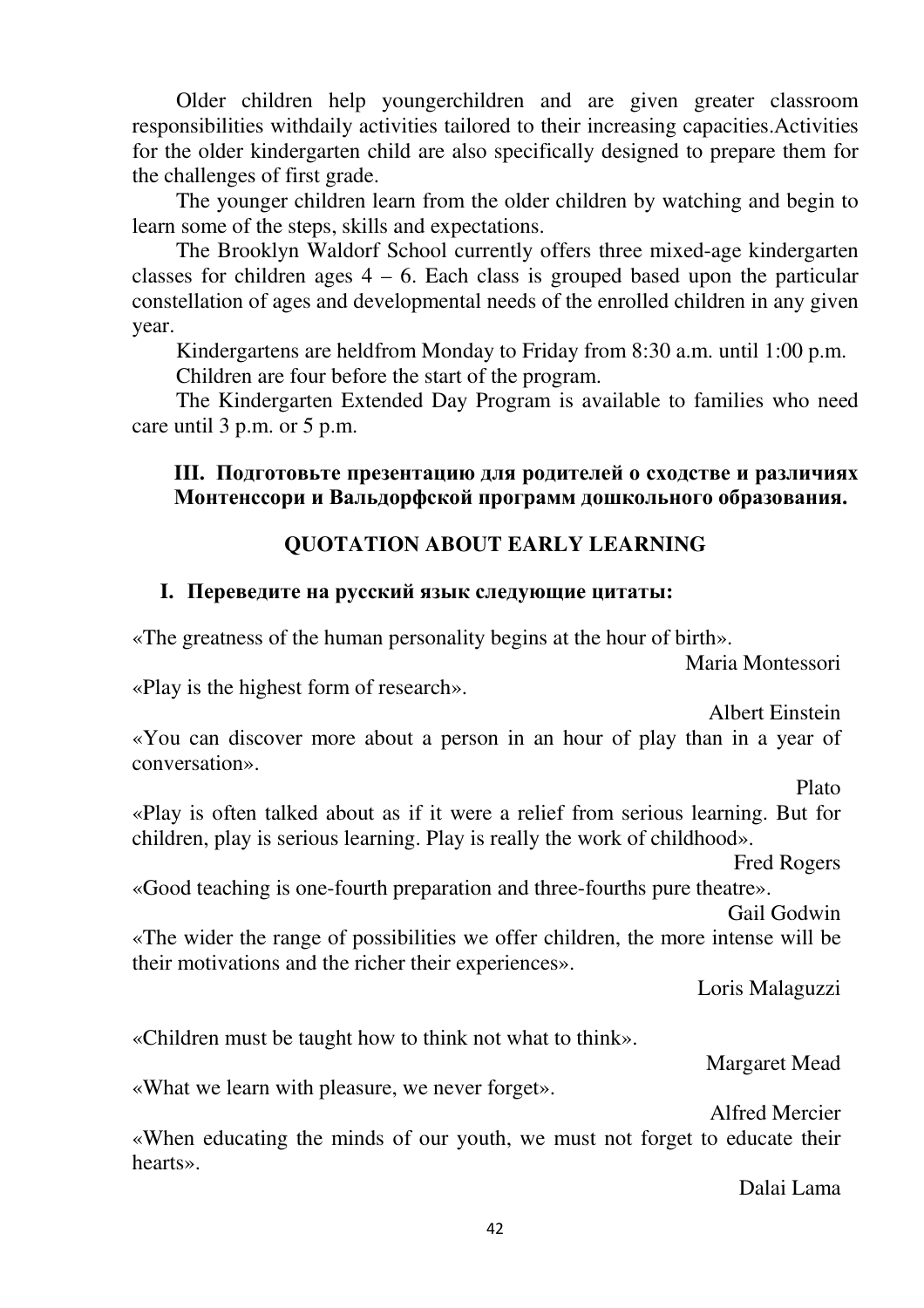Older children help youngerchildren and are given greater classroom responsibilities withdaily activities tailored to their increasing capacities.Activities for the older kindergarten child are also specifically designed to prepare them for the challenges of first grade.

The younger children learn from the older children by watching and begin to learn some of the steps, skills and expectations.

The Brooklyn Waldorf School currently offers three mixed-age kindergarten classes for children ages 4 – 6. Each class is grouped based upon the particular constellation of ages and developmental needs of the enrolled children in any given year.

Kindergartens are heldfrom Monday to Friday from 8:30 a.m. until 1:00 p.m.

Children are four before the start of the program.

The Kindergarten Extended Day Program is available to families who need care until 3 p.m. or 5 p.m.

**III. Подготовьте презентацию для родителей о сходстве и различиях Монтенссори и Вальдорфской программ дошкольного образования.**

## QUOTATION ABOUT EARLY LEARNING

**I. Переведите на русский язык следующие цитаты:**

«The greatness of the human personality begins at the hour of birth».

Maria Montessori

«Play is the highest form of research».

Albert Einstein

«You can discover more about a person in an hour of play than in a year of conversation».

Plato

«Play is often talked about as if it were a relief from serious learning. But for children, play is serious learning. Play is really the work of childhood».

Fred Rogers

«Good teaching is one-fourth preparation and three-fourths pure theatre».

Gail Godwin

«The wider the range of possibilities we offer children, the more intense will be their motivations and the richer their experiences».

Loris Malaguzzi

«Children must be taught how to think not what to think».

Margaret Mead

«What we learn with pleasure, we never forget».

Alfred Mercier

«When educating the minds of our youth, we must not forget to educate their hearts».

Dalai Lama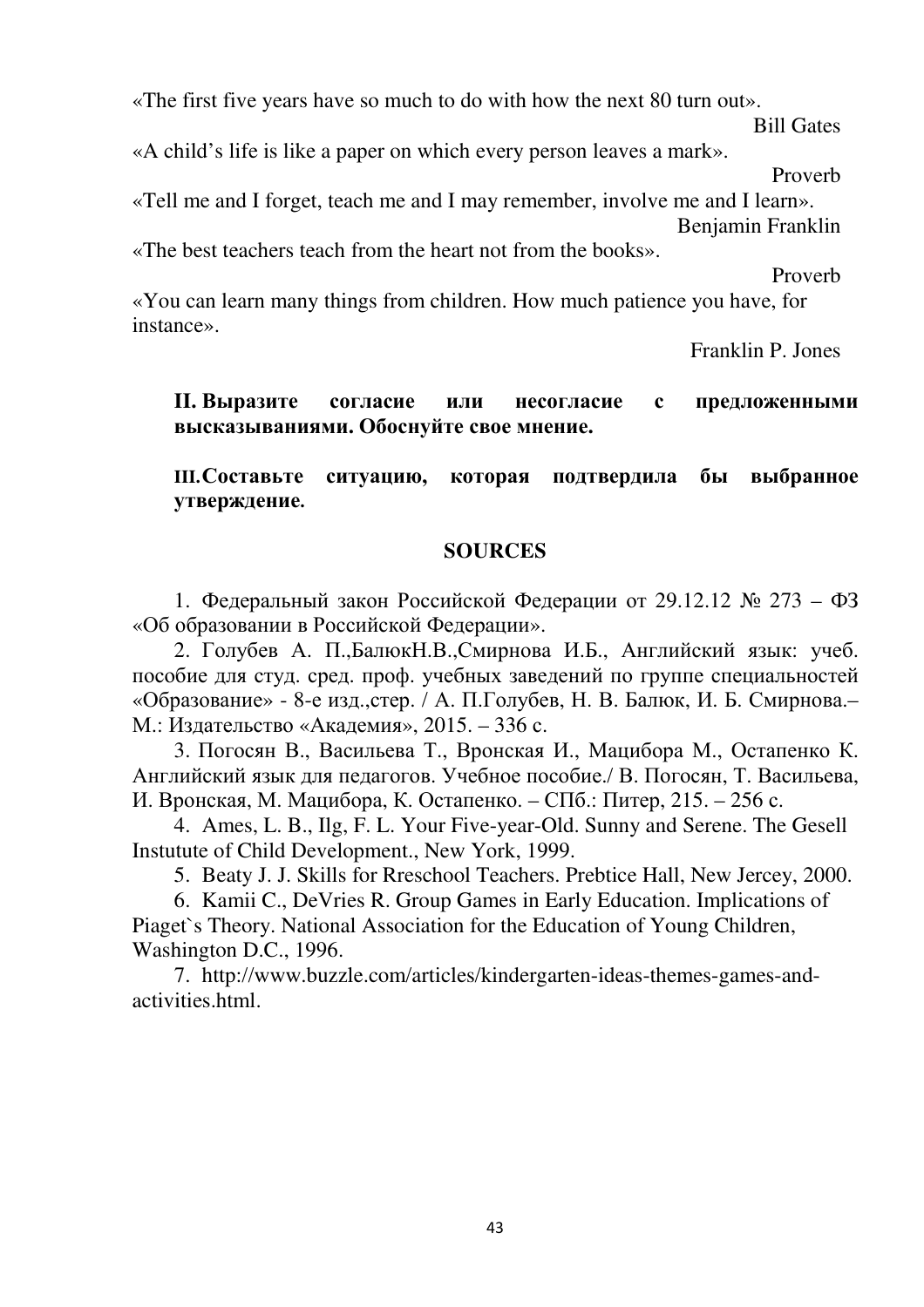«The first five years have so much to do with how the next 80 turn out».

Bill Gates

«A child's life is like a paper on which every person leaves a mark».

Proverb

«Tell me and I forget, teach me and I may remember, involve me and I learn».

Benjamin Franklin

«The best teachers teach from the heart not from the books».

Proverb

«You can learn many things from children. How much patience you have, for instance».

Franklin P. Jones

**II. Выразите согласие или несогласие с предложенными высказываниями. Обоснуйте свое мнение.**

**III. Составьте ситуацию, которая подтвердила бы выбранное утверждение.**

## SOURCES

1. Федеральный закон Российской Федерации от 29.12.12 № 273 – ФЗ «Об образовании в Российской Федерации».
2. Голубев А. П.,БалюкН.В.,Смирнова И.Б., Английский язык: учеб. пособие для студ. сред. проф. учебных заведений по группе специальностей «Образование» - 8-е изд.,стер. / А. П.Голубев, Н. В. Балюк, И. Б. Смирнова.– М.: Издательство «Академия», 2015. – 336 с.
3. Погосян В., Васильева Т., Вронская И., Мацибора М., Остапенко К. Английский язык для педагогов. Учебное пособие./ В. Погосян, Т. Васильева, И. Вронская, М. Мацибора, К. Остапенко. – СПб.: Питер, 215. – 256 с.
4. Ames, L. B., Ilg, F. L. Your Five-year-Old. Sunny and Serene. The Gesell Instutute of Child Development., New York, 1999.
5. Beaty J. J. Skills for Rreschool Teachers. Prebtice Hall, New Jercey, 2000.
6. Kamii C., DeVries R. Group Games in Early Education. Implications of Piaget`s Theory. National Association for the Education of Young Children, Washington D.C., 1996.
7. http://www.buzzle.com/articles/kindergarten-ideas-themes-games-and-activities.html.